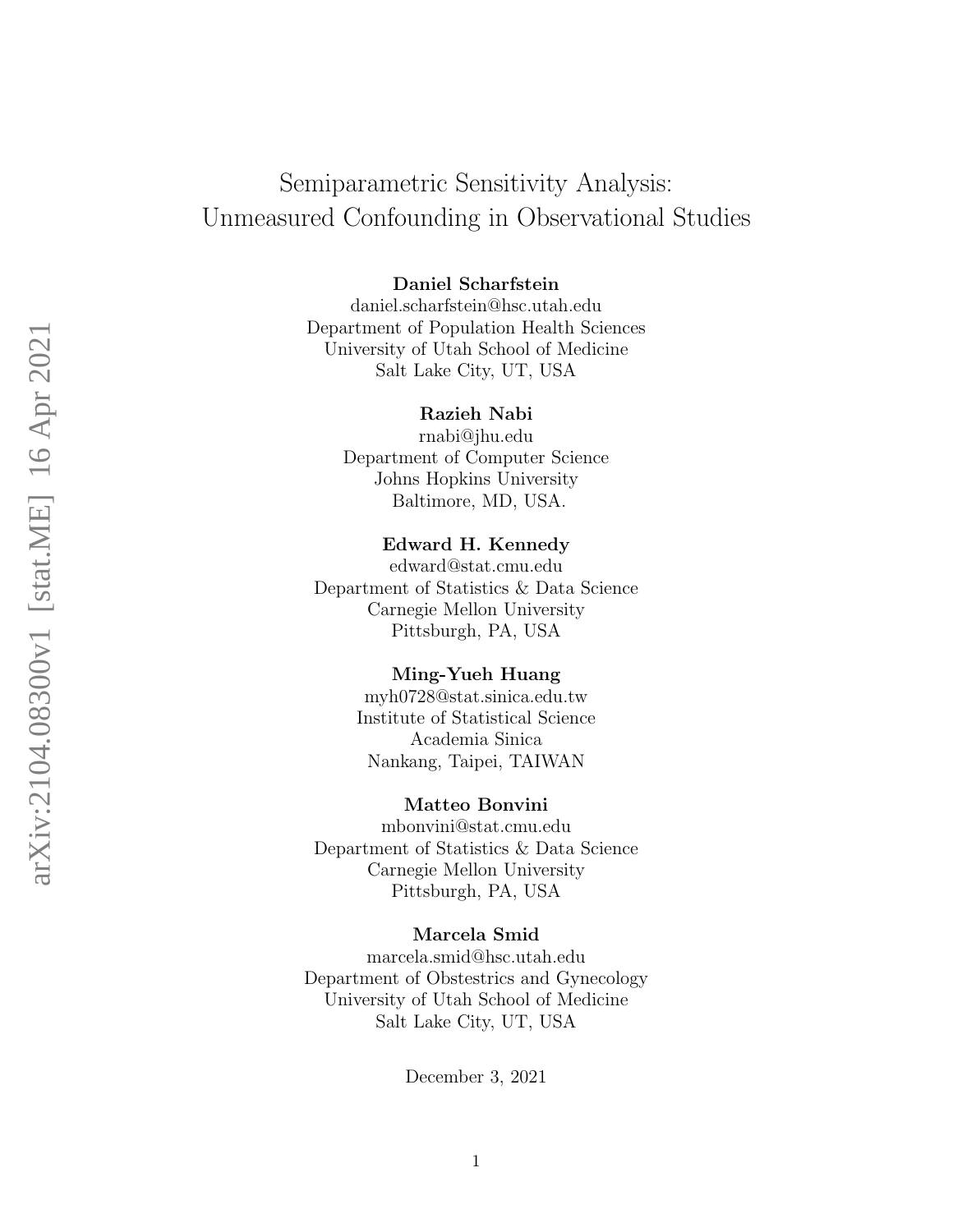# Semiparametric Sensitivity Analysis: Unmeasured Confounding in Observational Studies

**Daniel Scharfstein**
daniel.scharfstein@hsc.utah.edu
Department of Population Health Sciences
University of Utah School of Medicine
Salt Lake City, UT, USA

**Razieh Nabi**
rnabi@jhu.edu
Department of Computer Science
Johns Hopkins University
Baltimore, MD, USA.

**Edward H. Kennedy**
edward@stat.cmu.edu
Department of Statistics & Data Science
Carnegie Mellon University
Pittsburgh, PA, USA

**Ming-Yueh Huang**
myh0728@stat.sinica.edu.tw
Institute of Statistical Science
Academia Sinica
Nankang, Taipei, TAIWAN

**Matteo Bonvini**
mbonvini@stat.cmu.edu
Department of Statistics & Data Science
Carnegie Mellon University
Pittsburgh, PA, USA

**Marcela Smid**
marcela.smid@hsc.utah.edu
Department of Obstestrics and Gynecology
University of Utah School of Medicine
Salt Lake City, UT, USA

December 3, 2021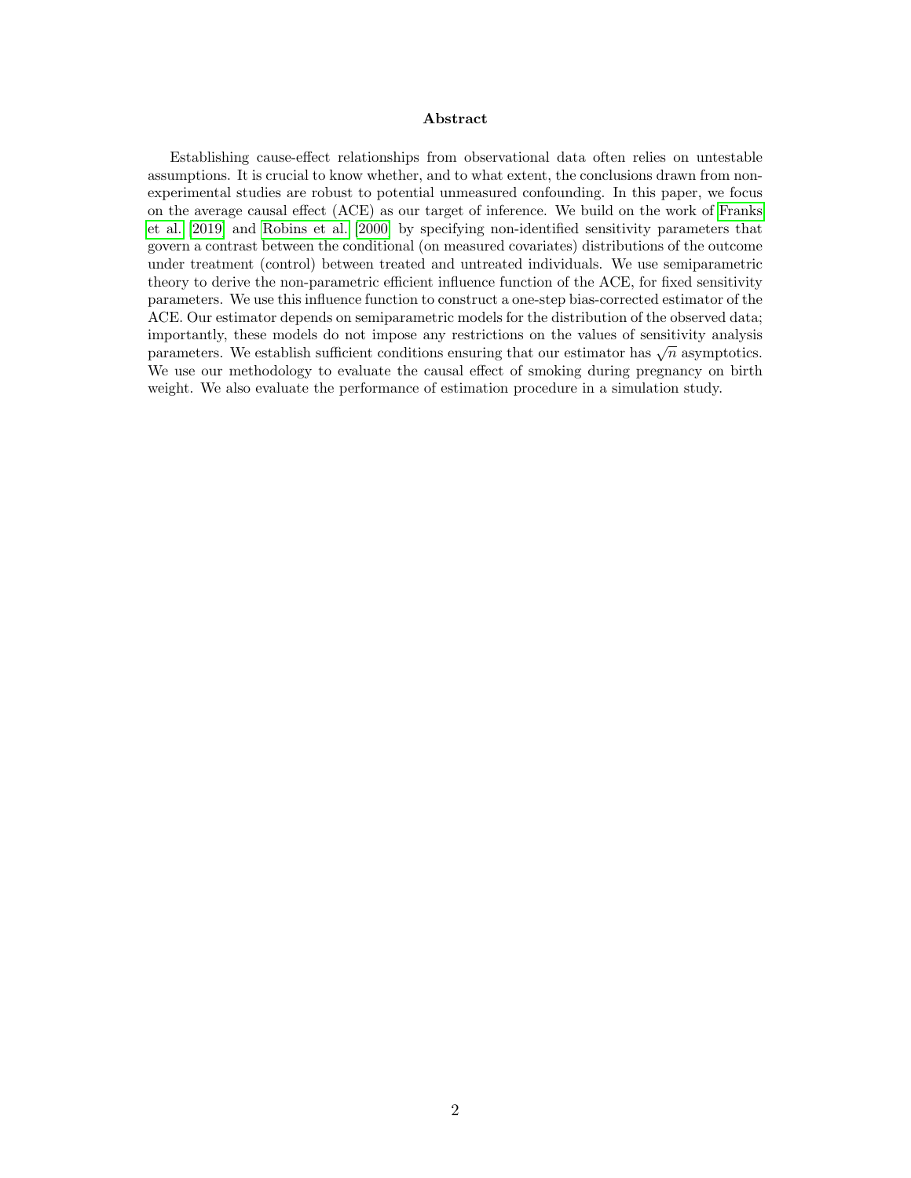**Abstract**

Establishing cause-effect relationships from observational data often relies on untestable assumptions. It is crucial to know whether, and to what extent, the conclusions drawn from non-experimental studies are robust to potential unmeasured confounding. In this paper, we focus on the average causal effect (ACE) as our target of inference. We build on the work of Franks et al. [2019] and Robins et al. [2000] by specifying non-identified sensitivity parameters that govern a contrast between the conditional (on measured covariates) distributions of the outcome under treatment (control) between treated and untreated individuals. We use semiparametric theory to derive the non-parametric efficient influence function of the ACE, for fixed sensitivity parameters. We use this influence function to construct a one-step bias-corrected estimator of the ACE. Our estimator depends on semiparametric models for the distribution of the observed data; importantly, these models do not impose any restrictions on the values of sensitivity analysis parameters. We establish sufficient conditions ensuring that our estimator has $\sqrt{n}$ asymptotics. We use our methodology to evaluate the causal effect of smoking during pregnancy on birth weight. We also evaluate the performance of estimation procedure in a simulation study.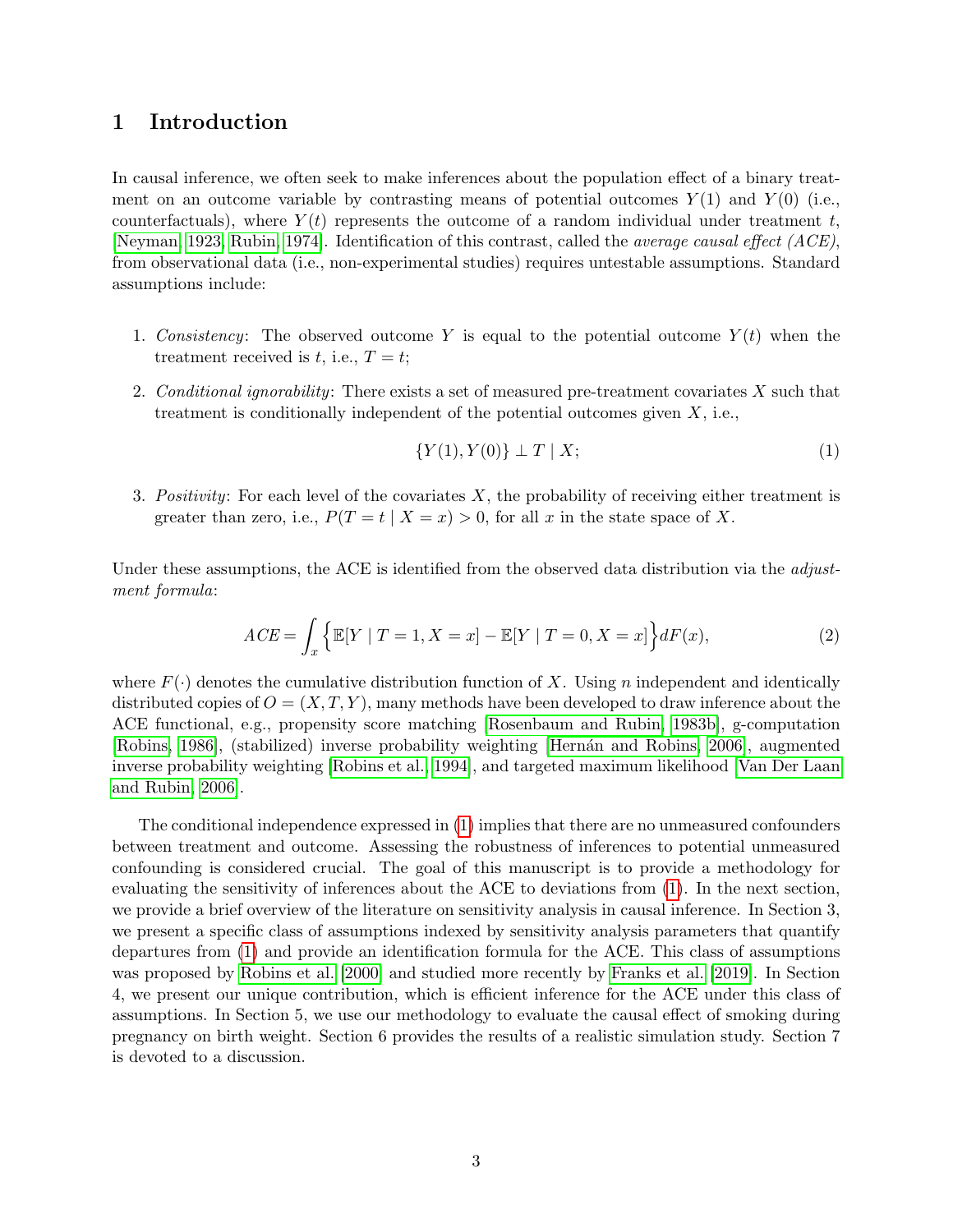# 1 Introduction

In causal inference, we often seek to make inferences about the population effect of a binary treatment on an outcome variable by contrasting means of potential outcomes $Y(1)$ and $Y(0)$ (i.e., counterfactuals), where $Y(t)$ represents the outcome of a random individual under treatment $t$, [Neyman, 1923, Rubin, 1974]. Identification of this contrast, called the *average causal effect (ACE)*, from observational data (i.e., non-experimental studies) requires untestable assumptions. Standard assumptions include:

1. *Consistency*: The observed outcome $Y$ is equal to the potential outcome $Y(t)$ when the treatment received is $t$, i.e., $T = t$;

2. *Conditional ignorability*: There exists a set of measured pre-treatment covariates $X$ such that treatment is conditionally independent of the potential outcomes given $X$, i.e.,
$$\{Y(1), Y(0)\} \perp T \mid X; \tag{1}$$

3. *Positivity*: For each level of the covariates $X$, the probability of receiving either treatment is greater than zero, i.e., $P(T = t \mid X = x) > 0$, for all $x$ in the state space of $X$.

Under these assumptions, the ACE is identified from the observed data distribution via the *adjustment formula*:

$$ACE = \int_x \Big\{ \mathbb{E}[Y \mid T = 1, X = x] - \mathbb{E}[Y \mid T = 0, X = x] \Big\} dF(x), \tag{2}$$

where $F(\cdot)$ denotes the cumulative distribution function of $X$. Using $n$ independent and identically distributed copies of $O = (X, T, Y)$, many methods have been developed to draw inference about the ACE functional, e.g., propensity score matching [Rosenbaum and Rubin, 1983b], g-computation [Robins, 1986], (stabilized) inverse probability weighting [Hernán and Robins, 2006], augmented inverse probability weighting [Robins et al., 1994], and targeted maximum likelihood [Van Der Laan and Rubin, 2006].

The conditional independence expressed in (1) implies that there are no unmeasured confounders between treatment and outcome. Assessing the robustness of inferences to potential unmeasured confounding is considered crucial. The goal of this manuscript is to provide a methodology for evaluating the sensitivity of inferences about the ACE to deviations from (1). In the next section, we provide a brief overview of the literature on sensitivity analysis in causal inference. In Section 3, we present a specific class of assumptions indexed by sensitivity analysis parameters that quantify departures from (1) and provide an identification formula for the ACE. This class of assumptions was proposed by Robins et al. [2000] and studied more recently by Franks et al. [2019]. In Section 4, we present our unique contribution, which is efficient inference for the ACE under this class of assumptions. In Section 5, we use our methodology to evaluate the causal effect of smoking during pregnancy on birth weight. Section 6 provides the results of a realistic simulation study. Section 7 is devoted to a discussion.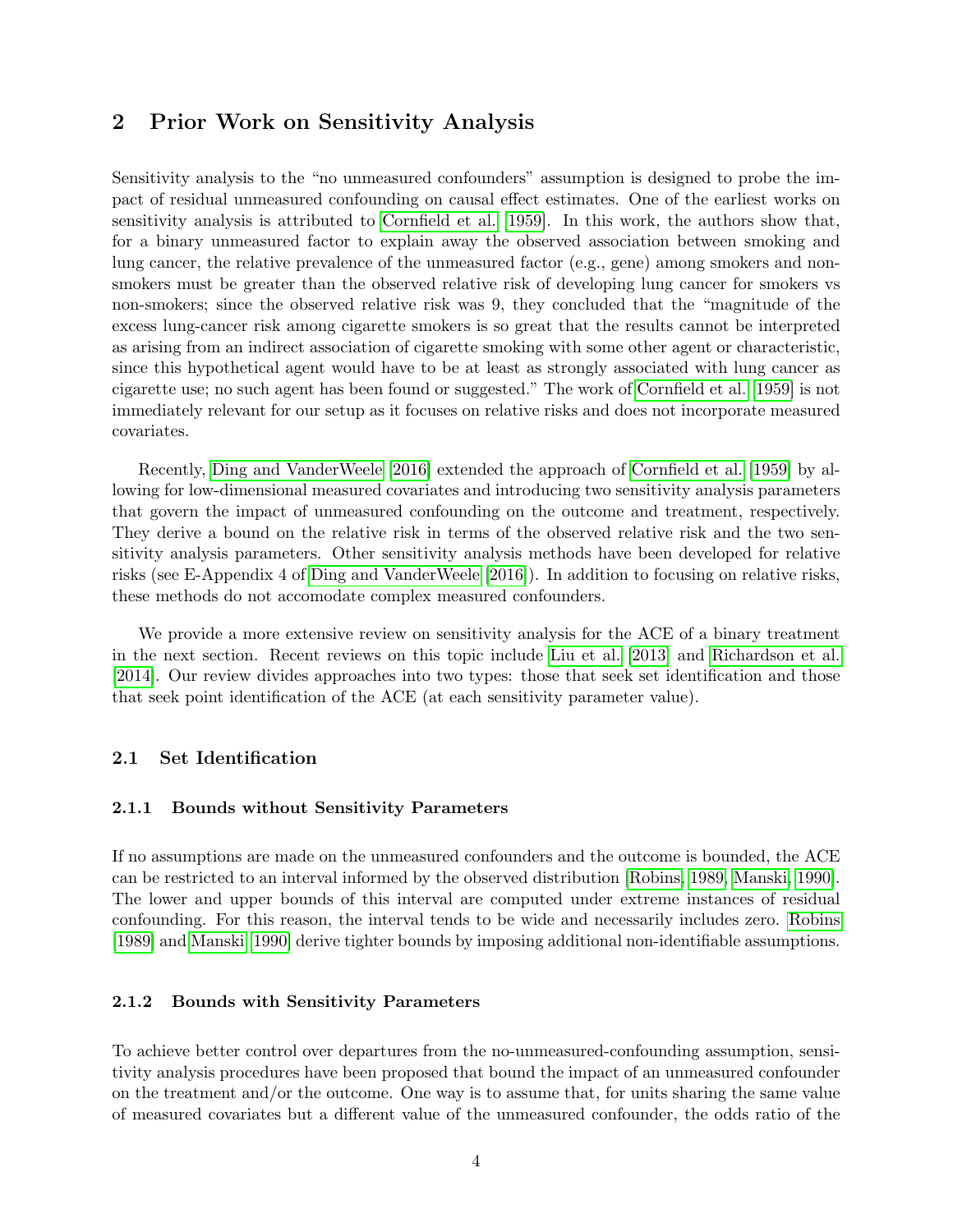## 2 Prior Work on Sensitivity Analysis

Sensitivity analysis to the "no unmeasured confounders" assumption is designed to probe the impact of residual unmeasured confounding on causal effect estimates. One of the earliest works on sensitivity analysis is attributed to Cornfield et al. [1959]. In this work, the authors show that, for a binary unmeasured factor to explain away the observed association between smoking and lung cancer, the relative prevalence of the unmeasured factor (e.g., gene) among smokers and non-smokers must be greater than the observed relative risk of developing lung cancer for smokers vs non-smokers; since the observed relative risk was 9, they concluded that the "magnitude of the excess lung-cancer risk among cigarette smokers is so great that the results cannot be interpreted as arising from an indirect association of cigarette smoking with some other agent or characteristic, since this hypothetical agent would have to be at least as strongly associated with lung cancer as cigarette use; no such agent has been found or suggested." The work of Cornfield et al. [1959] is not immediately relevant for our setup as it focuses on relative risks and does not incorporate measured covariates.

Recently, Ding and VanderWeele [2016] extended the approach of Cornfield et al. [1959] by allowing for low-dimensional measured covariates and introducing two sensitivity analysis parameters that govern the impact of unmeasured confounding on the outcome and treatment, respectively. They derive a bound on the relative risk in terms of the observed relative risk and the two sensitivity analysis parameters. Other sensitivity analysis methods have been developed for relative risks (see E-Appendix 4 of Ding and VanderWeele [2016]). In addition to focusing on relative risks, these methods do not accomodate complex measured confounders.

We provide a more extensive review on sensitivity analysis for the ACE of a binary treatment in the next section. Recent reviews on this topic include Liu et al. [2013] and Richardson et al. [2014]. Our review divides approaches into two types: those that seek set identification and those that seek point identification of the ACE (at each sensitivity parameter value).

### 2.1 Set Identification

#### 2.1.1 Bounds without Sensitivity Parameters

If no assumptions are made on the unmeasured confounders and the outcome is bounded, the ACE can be restricted to an interval informed by the observed distribution [Robins, 1989, Manski, 1990]. The lower and upper bounds of this interval are computed under extreme instances of residual confounding. For this reason, the interval tends to be wide and necessarily includes zero. Robins [1989] and Manski [1990] derive tighter bounds by imposing additional non-identifiable assumptions.

#### 2.1.2 Bounds with Sensitivity Parameters

To achieve better control over departures from the no-unmeasured-confounding assumption, sensitivity analysis procedures have been proposed that bound the impact of an unmeasured confounder on the treatment and/or the outcome. One way is to assume that, for units sharing the same value of measured covariates but a different value of the unmeasured confounder, the odds ratio of the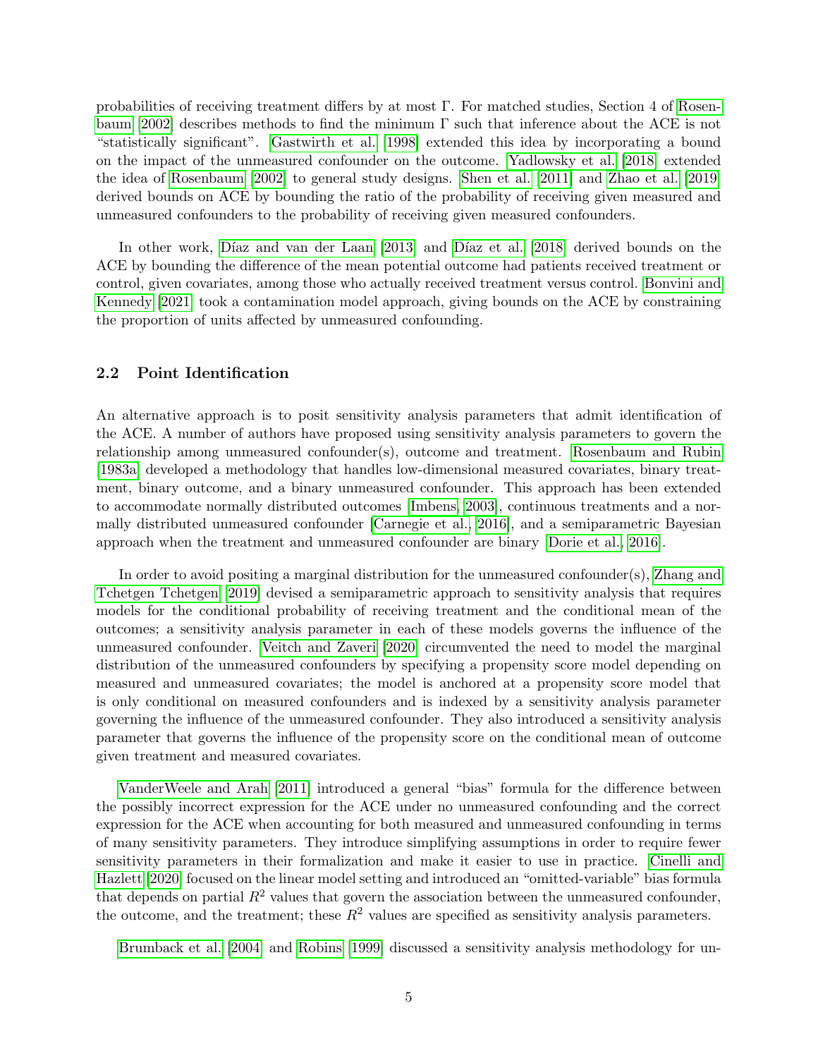probabilities of receiving treatment differs by at most $\Gamma$. For matched studies, Section 4 of Rosenbaum [2002] describes methods to find the minimum $\Gamma$ such that inference about the ACE is not "statistically significant". Gastwirth et al. [1998] extended this idea by incorporating a bound on the impact of the unmeasured confounder on the outcome. Yadlowsky et al. [2018] extended the idea of Rosenbaum [2002] to general study designs. Shen et al. [2011] and Zhao et al. [2019] derived bounds on ACE by bounding the ratio of the probability of receiving given measured and unmeasured confounders to the probability of receiving given measured confounders.

In other work, Díaz and van der Laan [2013] and Díaz et al. [2018] derived bounds on the ACE by bounding the difference of the mean potential outcome had patients received treatment or control, given covariates, among those who actually received treatment versus control. Bonvini and Kennedy [2021] took a contamination model approach, giving bounds on the ACE by constraining the proportion of units affected by unmeasured confounding.

### 2.2 Point Identification

An alternative approach is to posit sensitivity analysis parameters that admit identification of the ACE. A number of authors have proposed using sensitivity analysis parameters to govern the relationship among unmeasured confounder(s), outcome and treatment. Rosenbaum and Rubin [1983a] developed a methodology that handles low-dimensional measured covariates, binary treatment, binary outcome, and a binary unmeasured confounder. This approach has been extended to accommodate normally distributed outcomes [Imbens, 2003], continuous treatments and a normally distributed unmeasured confounder [Carnegie et al., 2016], and a semiparametric Bayesian approach when the treatment and unmeasured confounder are binary [Dorie et al., 2016].

In order to avoid positing a marginal distribution for the unmeasured confounder(s), Zhang and Tchetgen Tchetgen [2019] devised a semiparametric approach to sensitivity analysis that requires models for the conditional probability of receiving treatment and the conditional mean of the outcomes; a sensitivity analysis parameter in each of these models governs the influence of the unmeasured confounder. Veitch and Zaveri [2020] circumvented the need to model the marginal distribution of the unmeasured confounders by specifying a propensity score model depending on measured and unmeasured covariates; the model is anchored at a propensity score model that is only conditional on measured confounders and is indexed by a sensitivity analysis parameter governing the influence of the unmeasured confounder. They also introduced a sensitivity analysis parameter that governs the influence of the propensity score on the conditional mean of outcome given treatment and measured covariates.

VanderWeele and Arah [2011] introduced a general "bias" formula for the difference between the possibly incorrect expression for the ACE under no unmeasured confounding and the correct expression for the ACE when accounting for both measured and unmeasured confounding in terms of many sensitivity parameters. They introduce simplifying assumptions in order to require fewer sensitivity parameters in their formalization and make it easier to use in practice. Cinelli and Hazlett [2020] focused on the linear model setting and introduced an "omitted-variable" bias formula that depends on partial $R^2$ values that govern the association between the unmeasured confounder, the outcome, and the treatment; these $R^2$ values are specified as sensitivity analysis parameters.

Brumback et al. [2004] and Robins [1999] discussed a sensitivity analysis methodology for un-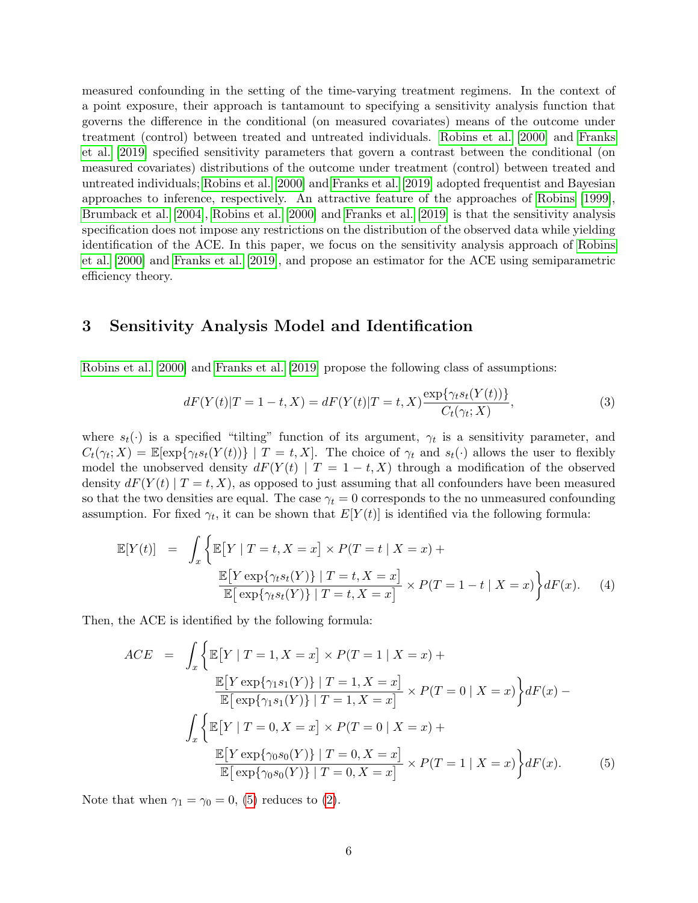measured confounding in the setting of the time-varying treatment regimens. In the context of a point exposure, their approach is tantamount to specifying a sensitivity analysis function that governs the difference in the conditional (on measured covariates) means of the outcome under treatment (control) between treated and untreated individuals. Robins et al. [2000] and Franks et al. [2019] specified sensitivity parameters that govern a contrast between the conditional (on measured covariates) distributions of the outcome under treatment (control) between treated and untreated individuals; Robins et al. [2000] and Franks et al. [2019] adopted frequentist and Bayesian approaches to inference, respectively. An attractive feature of the approaches of Robins [1999], Brumback et al. [2004], Robins et al. [2000] and Franks et al. [2019] is that the sensitivity analysis specification does not impose any restrictions on the distribution of the observed data while yielding identification of the ACE. In this paper, we focus on the sensitivity analysis approach of Robins et al. [2000] and Franks et al. [2019], and propose an estimator for the ACE using semiparametric efficiency theory.

## 3 Sensitivity Analysis Model and Identification

Robins et al. [2000] and Franks et al. [2019] propose the following class of assumptions:

$$dF(Y(t)|T = 1-t, X) = dF(Y(t)|T = t, X)\frac{\exp\{\gamma_t s_t(Y(t))\}}{C_t(\gamma_t; X)}, \tag{3}$$

where $s_t(\cdot)$ is a specified "tilting" function of its argument, $\gamma_t$ is a sensitivity parameter, and $C_t(\gamma_t; X) = \mathbb{E}[\exp\{\gamma_t s_t(Y(t))\} \mid T = t, X]$. The choice of $\gamma_t$ and $s_t(\cdot)$ allows the user to flexibly model the unobserved density $dF(Y(t) \mid T = 1-t, X)$ through a modification of the observed density $dF(Y(t) \mid T = t, X)$, as opposed to just assuming that all confounders have been measured so that the two densities are equal. The case $\gamma_t = 0$ corresponds to the no unmeasured confounding assumption. For fixed $\gamma_t$, it can be shown that $E[Y(t)]$ is identified via the following formula:

$$\begin{aligned}\mathbb{E}[Y(t)] \;=\; \int_x \Bigg\{ & \mathbb{E}\big[Y \mid T = t, X = x\big] \times P(T = t \mid X = x) + \\ & \frac{\mathbb{E}\big[Y \exp\{\gamma_t s_t(Y)\} \mid T = t, X = x\big]}{\mathbb{E}\big[\exp\{\gamma_t s_t(Y)\} \mid T = t, X = x\big]} \times P(T = 1-t \mid X = x)\Bigg\} dF(x).\end{aligned} \tag{4}$$

Then, the ACE is identified by the following formula:

$$\begin{aligned}ACE \;=\; & \int_x \Bigg\{ \mathbb{E}\big[Y \mid T = 1, X = x\big] \times P(T = 1 \mid X = x) + \\ & \quad \frac{\mathbb{E}\big[Y \exp\{\gamma_1 s_1(Y)\} \mid T = 1, X = x\big]}{\mathbb{E}\big[\exp\{\gamma_1 s_1(Y)\} \mid T = 1, X = x\big]} \times P(T = 0 \mid X = x)\Bigg\} dF(x) - \\ & \int_x \Bigg\{ \mathbb{E}\big[Y \mid T = 0, X = x\big] \times P(T = 0 \mid X = x) + \\ & \quad \frac{\mathbb{E}\big[Y \exp\{\gamma_0 s_0(Y)\} \mid T = 0, X = x\big]}{\mathbb{E}\big[\exp\{\gamma_0 s_0(Y)\} \mid T = 0, X = x\big]} \times P(T = 1 \mid X = x)\Bigg\} dF(x).\end{aligned} \tag{5}$$

Note that when $\gamma_1 = \gamma_0 = 0$, (5) reduces to (2).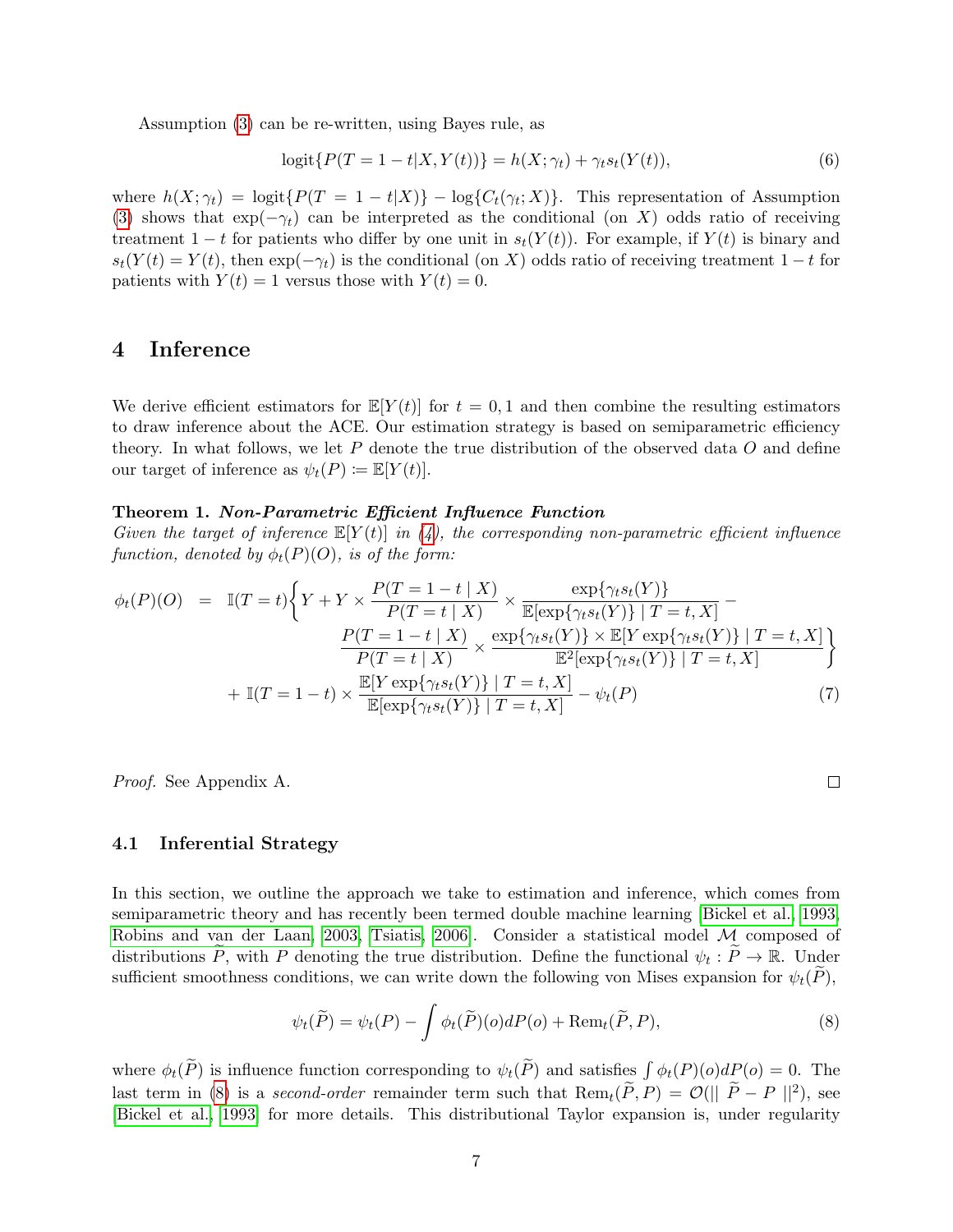Assumption (3) can be re-written, using Bayes rule, as

$$\text{logit}\{P(T = 1 - t|X, Y(t))\} = h(X; \gamma_t) + \gamma_t s_t(Y(t)), \tag{6}$$

where $h(X; \gamma_t) = \text{logit}\{P(T = 1 - t|X)\} - \log\{C_t(\gamma_t; X)\}$. This representation of Assumption (3) shows that $\exp(-\gamma_t)$ can be interpreted as the conditional (on $X$) odds ratio of receiving treatment $1 - t$ for patients who differ by one unit in $s_t(Y(t))$. For example, if $Y(t)$ is binary and $s_t(Y(t) = Y(t)$, then $\exp(-\gamma_t)$ is the conditional (on $X$) odds ratio of receiving treatment $1 - t$ for patients with $Y(t) = 1$ versus those with $Y(t) = 0$.

# 4 Inference

We derive efficient estimators for $\mathbb{E}[Y(t)]$ for $t = 0, 1$ and then combine the resulting estimators to draw inference about the ACE. Our estimation strategy is based on semiparametric efficiency theory. In what follows, we let $P$ denote the true distribution of the observed data $O$ and define our target of inference as $\psi_t(P) \coloneqq \mathbb{E}[Y(t)]$.

**Theorem 1.** ***Non-Parametric Efficient Influence Function***
*Given the target of inference $\mathbb{E}[Y(t)]$ in (4), the corresponding non-parametric efficient influence function, denoted by $\phi_t(P)(O)$, is of the form:*

$$\begin{aligned}
\phi_t(P)(O) \;=\;& \mathbb{I}(T = t)\Bigg\{Y + Y \times \frac{P(T = 1 - t \mid X)}{P(T = t \mid X)} \times \frac{\exp\{\gamma_t s_t(Y)\}}{\mathbb{E}[\exp\{\gamma_t s_t(Y)\} \mid T = t, X]} - \\
& \qquad \frac{P(T = 1 - t \mid X)}{P(T = t \mid X)} \times \frac{\exp\{\gamma_t s_t(Y)\} \times \mathbb{E}[Y \exp\{\gamma_t s_t(Y)\} \mid T = t, X]}{\mathbb{E}^2[\exp\{\gamma_t s_t(Y)\} \mid T = t, X]}\Bigg\} \\
& + \mathbb{I}(T = 1 - t) \times \frac{\mathbb{E}[Y \exp\{\gamma_t s_t(Y)\} \mid T = t, X]}{\mathbb{E}[\exp\{\gamma_t s_t(Y)\} \mid T = t, X]} - \psi_t(P)
\end{aligned} \tag{7}$$

*Proof.* See Appendix A. □

## 4.1 Inferential Strategy

In this section, we outline the approach we take to estimation and inference, which comes from semiparametric theory and has recently been termed double machine learning [Bickel et al., 1993, Robins and van der Laan, 2003, Tsiatis, 2006]. Consider a statistical model $\mathcal{M}$ composed of distributions $\widetilde{P}$, with $P$ denoting the true distribution. Define the functional $\psi_t : \widetilde{P} \to \mathbb{R}$. Under sufficient smoothness conditions, we can write down the following von Mises expansion for $\psi_t(\widetilde{P})$,

$$\psi_t(\widetilde{P}) = \psi_t(P) - \int \phi_t(\widetilde{P})(o)dP(o) + \text{Rem}_t(\widetilde{P}, P), \tag{8}$$

where $\phi_t(\widetilde{P})$ is influence function corresponding to $\psi_t(\widetilde{P})$ and satisfies $\int \phi_t(P)(o)dP(o) = 0$. The last term in (8) is a *second-order* remainder term such that $\text{Rem}_t(\widetilde{P}, P) = \mathcal{O}(\| \widetilde{P} - P \|^2)$, see [Bickel et al., 1993] for more details. This distributional Taylor expansion is, under regularity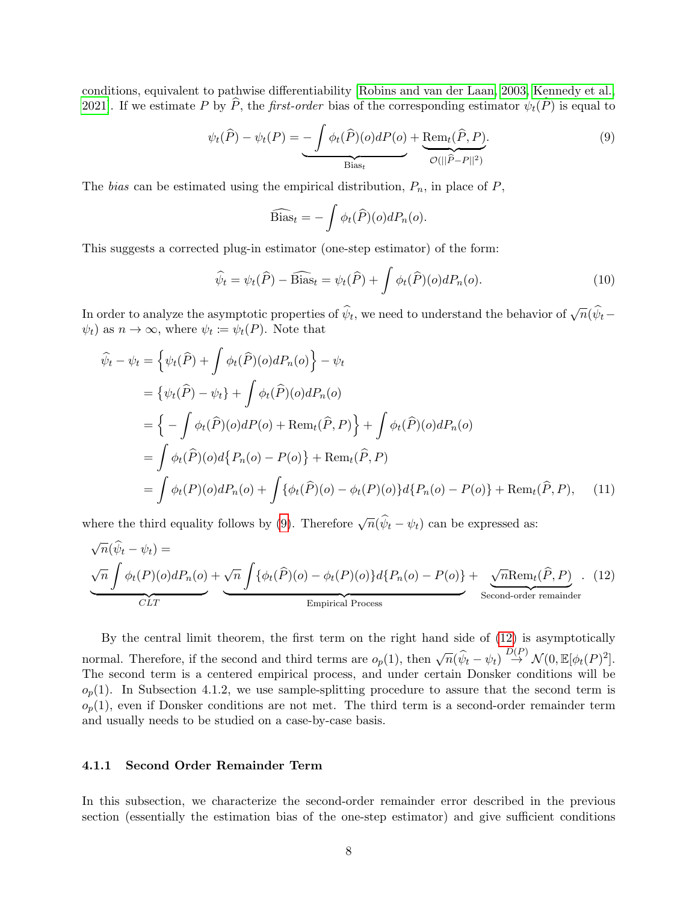conditions, equivalent to pathwise differentiability [Robins and van der Laan, 2003, Kennedy et al., 2021]. If we estimate $P$ by $\widehat{P}$, the *first-order* bias of the corresponding estimator $\psi_t(\widehat{P})$ is equal to

$$\psi_t(\widehat{P}) - \psi_t(P) = \underbrace{-\int \phi_t(\widehat{P})(o)dP(o)}_{\text{Bias}_t} + \underbrace{\text{Rem}_t(\widehat{P}, P)}_{\mathcal{O}(\|\widehat{P}-P\|^2)}. \tag{9}$$

The *bias* can be estimated using the empirical distribution, $P_n$, in place of $P$,

$$\widehat{\text{Bias}}_t = -\int \phi_t(\widehat{P})(o)dP_n(o).$$

This suggests a corrected plug-in estimator (one-step estimator) of the form:

$$\widehat{\psi}_t = \psi_t(\widehat{P}) - \widehat{\text{Bias}}_t = \psi_t(\widehat{P}) + \int \phi_t(\widehat{P})(o)dP_n(o). \tag{10}$$

In order to analyze the asymptotic properties of $\widehat{\psi}_t$, we need to understand the behavior of $\sqrt{n}(\widehat{\psi}_t - \psi_t)$ as $n \to \infty$, where $\psi_t := \psi_t(P)$. Note that

$$\begin{aligned}
\widehat{\psi}_t - \psi_t &= \left\{\psi_t(\widehat{P}) + \int \phi_t(\widehat{P})(o)dP_n(o)\right\} - \psi_t \\
&= \left\{\psi_t(\widehat{P}) - \psi_t\right\} + \int \phi_t(\widehat{P})(o)dP_n(o) \\
&= \left\{-\int \phi_t(\widehat{P})(o)dP(o) + \text{Rem}_t(\widehat{P}, P)\right\} + \int \phi_t(\widehat{P})(o)dP_n(o) \\
&= \int \phi_t(\widehat{P})(o)d\left\{P_n(o) - P(o)\right\} + \text{Rem}_t(\widehat{P}, P) \\
&= \int \phi_t(P)(o)dP_n(o) + \int \{\phi_t(\widehat{P})(o) - \phi_t(P)(o)\}d\{P_n(o) - P(o)\} + \text{Rem}_t(\widehat{P}, P),
\end{aligned} \tag{11}$$

where the third equality follows by (9). Therefore $\sqrt{n}(\widehat{\psi}_t - \psi_t)$ can be expressed as:

$$\sqrt{n}(\widehat{\psi}_t - \psi_t) = \underbrace{\sqrt{n}\int \phi_t(P)(o)dP_n(o)}_{CLT} + \underbrace{\sqrt{n}\int \{\phi_t(\widehat{P})(o) - \phi_t(P)(o)\}d\{P_n(o) - P(o)\}}_{\text{Empirical Process}} + \underbrace{\sqrt{n}\text{Rem}_t(\widehat{P}, P)}_{\text{Second-order remainder}}. \tag{12}$$

By the central limit theorem, the first term on the right hand side of (12) is asymptotically normal. Therefore, if the second and third terms are $o_p(1)$, then $\sqrt{n}(\widehat{\psi}_t - \psi_t) \overset{D(P)}{\to} \mathcal{N}(0, \mathbb{E}[\phi_t(P)^2]$. The second term is a centered empirical process, and under certain Donsker conditions will be $o_p(1)$. In Subsection 4.1.2, we use sample-splitting procedure to assure that the second term is $o_p(1)$, even if Donsker conditions are not met. The third term is a second-order remainder term and usually needs to be studied on a case-by-case basis.

### 4.1.1 Second Order Remainder Term

In this subsection, we characterize the second-order remainder error described in the previous section (essentially the estimation bias of the one-step estimator) and give sufficient conditions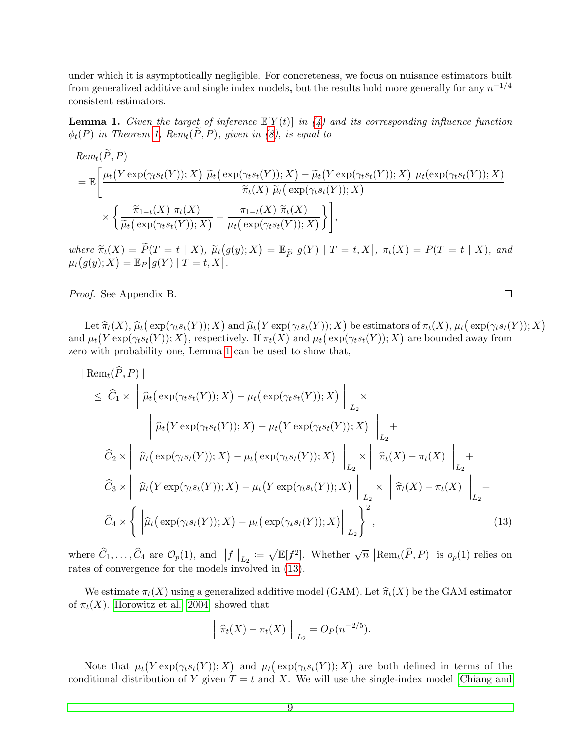under which it is asymptotically negligible. For concreteness, we focus on nuisance estimators built from generalized additive and single index models, but the results hold more generally for any $n^{-1/4}$ consistent estimators.

**Lemma 1.** *Given the target of inference $\mathbb{E}[Y(t)]$ in (4) and its corresponding influence function $\phi_t(P)$ in Theorem 1, $Rem_t(\widetilde{P}, P)$, given in (8), is equal to*

$$
\begin{aligned}
&Rem_t(\widetilde{P}, P) \\
&= \mathbb{E}\Bigg[\frac{\mu_t\big(Y\exp(\gamma_t s_t(Y)); X\big)\ \widetilde{\mu}_t\big(\exp(\gamma_t s_t(Y)); X\big) - \widetilde{\mu}_t\big(Y\exp(\gamma_t s_t(Y)); X\big)\ \mu_t(\exp(\gamma_t s_t(Y)); X)}{\widetilde{\pi}_t(X)\ \widetilde{\mu}_t\big(\exp(\gamma_t s_t(Y)); X\big)} \\
&\qquad \times \left\{\frac{\widetilde{\pi}_{1-t}(X)\ \pi_t(X)}{\widetilde{\mu}_t\big(\exp(\gamma_t s_t(Y)); X\big)} - \frac{\pi_{1-t}(X)\ \widetilde{\pi}_t(X)}{\mu_t\big(\exp(\gamma_t s_t(Y)); X\big)}\right\}\Bigg],
\end{aligned}
$$

*where $\widetilde{\pi}_t(X) = \widetilde{P}(T = t \mid X)$, $\widetilde{\mu}_t\big(g(y); X\big) = \mathbb{E}_{\widetilde{P}}\big[g(Y) \mid T = t, X\big]$, $\pi_t(X) = P(T = t \mid X)$, and $\mu_t\big(g(y); X\big) = \mathbb{E}_P\big[g(Y) \mid T = t, X\big]$.*

*Proof.* See Appendix B. ◻

Let $\widehat{\pi}_t(X)$, $\widehat{\mu}_t\big(\exp(\gamma_t s_t(Y)); X\big)$ and $\widehat{\mu}_t\big(Y\exp(\gamma_t s_t(Y)); X\big)$ be estimators of $\pi_t(X)$, $\mu_t\big(\exp(\gamma_t s_t(Y)); X\big)$ and $\mu_t\big(Y\exp(\gamma_t s_t(Y)); X\big)$, respectively. If $\pi_t(X)$ and $\mu_t\big(\exp(\gamma_t s_t(Y)); X\big)$ are bounded away from zero with probability one, Lemma 1 can be used to show that,

$$
\begin{aligned}
&|\ \mathrm{Rem}_t(\widehat{P}, P)\ | \\
&\leq\ \widehat{C}_1 \times \Big|\Big|\ \widehat{\mu}_t\big(\exp(\gamma_t s_t(Y)); X\big) - \mu_t\big(\exp(\gamma_t s_t(Y)); X\big)\ \Big|\Big|_{L_2} \times \\
&\qquad\qquad \Big|\Big|\ \widehat{\mu}_t\big(Y\exp(\gamma_t s_t(Y)); X\big) - \mu_t\big(Y\exp(\gamma_t s_t(Y)); X\big)\ \Big|\Big|_{L_2} + \\
&\quad \widehat{C}_2 \times \Big|\Big|\ \widehat{\mu}_t\big(\exp(\gamma_t s_t(Y)); X\big) - \mu_t\big(\exp(\gamma_t s_t(Y)); X\big)\ \Big|\Big|_{L_2} \times \Big|\Big|\ \widehat{\pi}_t(X) - \pi_t(X)\ \Big|\Big|_{L_2} + \\
&\quad \widehat{C}_3 \times \Big|\Big|\ \widehat{\mu}_t\big(Y\exp(\gamma_t s_t(Y)); X\big) - \mu_t\big(Y\exp(\gamma_t s_t(Y)); X\big)\ \Big|\Big|_{L_2} \times \Big|\Big|\ \widehat{\pi}_t(X) - \pi_t(X)\ \Big|\Big|_{L_2} + \\
&\quad \widehat{C}_4 \times \left\{\Big|\Big|\widehat{\mu}_t\big(\exp(\gamma_t s_t(Y)); X\big) - \mu_t\big(\exp(\gamma_t s_t(Y)); X\big)\Big|\Big|_{L_2}\right\}^2,
\end{aligned}
\tag{13}
$$

where $\widehat{C}_1, \ldots, \widehat{C}_4$ are $\mathcal{O}_p(1)$, and $\big|\big|f\big|\big|_{L_2} \coloneqq \sqrt{\mathbb{E}[f^2]}$. Whether $\sqrt{n}\ \big|\mathrm{Rem}_t(\widehat{P}, P)\big|$ is $o_p(1)$ relies on rates of convergence for the models involved in (13).

We estimate $\pi_t(X)$ using a generalized additive model (GAM). Let $\widehat{\pi}_t(X)$ be the GAM estimator of $\pi_t(X)$. Horowitz et al. [2004] showed that

$$
\Big|\Big|\ \widehat{\pi}_t(X) - \pi_t(X)\ \Big|\Big|_{L_2} = O_P(n^{-2/5}).
$$

Note that $\mu_t\big(Y\exp(\gamma_t s_t(Y)); X\big)$ and $\mu_t\big(\exp(\gamma_t s_t(Y)); X\big)$ are both defined in terms of the conditional distribution of $Y$ given $T = t$ and $X$. We will use the single-index model [Chiang and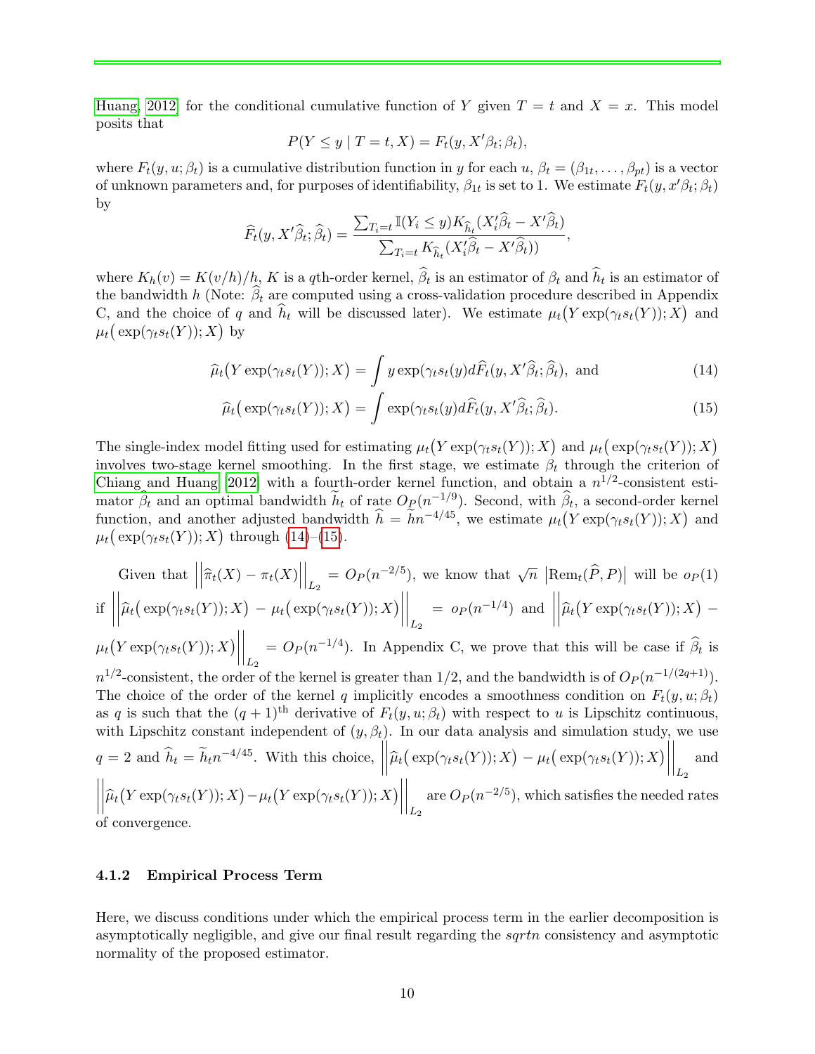Huang, 2012) for the conditional cumulative function of $Y$ given $T = t$ and $X = x$. This model posits that

$$P(Y \leq y \mid T = t, X) = F_t(y, X'\beta_t; \beta_t),$$

where $F_t(y, u; \beta_t)$ is a cumulative distribution function in $y$ for each $u$, $\beta_t = (\beta_{1t}, \ldots, \beta_{pt})$ is a vector of unknown parameters and, for purposes of identifiability, $\beta_{1t}$ is set to 1. We estimate $F_t(y, x'\beta_t; \beta_t)$ by

$$\widehat{F}_t(y, X'\widehat{\beta}_t; \widehat{\beta}_t) = \frac{\sum_{T_i=t} \mathbb{I}(Y_i \leq y) K_{\widehat{h}_t}(X_i'\widehat{\beta}_t - X'\widehat{\beta}_t)}{\sum_{T_i=t} K_{\widehat{h}_t}(X_i'\widehat{\beta}_t - X'\widehat{\beta}_t))},$$

where $K_h(v) = K(v/h)/h$, $K$ is a $q$th-order kernel, $\widehat{\beta}_t$ is an estimator of $\beta_t$ and $\widehat{h}_t$ is an estimator of the bandwidth $h$ (Note: $\widehat{\beta}_t$ are computed using a cross-validation procedure described in Appendix C, and the choice of $q$ and $\widehat{h}_t$ will be discussed later). We estimate $\mu_t\big(Y \exp(\gamma_t s_t(Y)); X\big)$ and $\mu_t\big(\exp(\gamma_t s_t(Y)); X\big)$ by

$$\widehat{\mu}_t\big(Y \exp(\gamma_t s_t(Y)); X\big) = \int y \exp(\gamma_t s_t(y) d\widehat{F}_t(y, X'\widehat{\beta}_t; \widehat{\beta}_t), \text{ and} \tag{14}$$

$$\widehat{\mu}_t\big(\exp(\gamma_t s_t(Y)); X\big) = \int \exp(\gamma_t s_t(y) d\widehat{F}_t(y, X'\widehat{\beta}_t; \widehat{\beta}_t). \tag{15}$$

The single-index model fitting used for estimating $\mu_t\big(Y \exp(\gamma_t s_t(Y)); X\big)$ and $\mu_t\big(\exp(\gamma_t s_t(Y)); X\big)$ involves two-stage kernel smoothing. In the first stage, we estimate $\beta_t$ through the criterion of Chiang and Huang (2012) with a fourth-order kernel function, and obtain a $n^{1/2}$-consistent estimator $\widehat{\beta}_t$ and an optimal bandwidth $\widetilde{h}_t$ of rate $O_P(n^{-1/9})$. Second, with $\widehat{\beta}_t$, a second-order kernel function, and another adjusted bandwidth $\widehat{h} = \widetilde{h}n^{-4/45}$, we estimate $\mu_t\big(Y \exp(\gamma_t s_t(Y)); X\big)$ and $\mu_t\big(\exp(\gamma_t s_t(Y)); X\big)$ through (14)–(15).

Given that $\left|\left|\widehat{\pi}_t(X) - \pi_t(X)\right|\right|_{L_2} = O_P(n^{-2/5})$, we know that $\sqrt{n}\ \left|\text{Rem}_t(\widehat{P}, P)\right|$ will be $o_P(1)$ if $\left|\left|\widehat{\mu}_t\big(\exp(\gamma_t s_t(Y)); X\big) - \mu_t\big(\exp(\gamma_t s_t(Y)); X\big)\right|\right|_{L_2} = o_P(n^{-1/4})$ and $\left|\left|\widehat{\mu}_t\big(Y \exp(\gamma_t s_t(Y)); X\big) - \mu_t\big(Y \exp(\gamma_t s_t(Y)); X\big)\right|\right|_{L_2} = O_P(n^{-1/4})$. In Appendix C, we prove that this will be case if $\widehat{\beta}_t$ is $n^{1/2}$-consistent, the order of the kernel is greater than $1/2$, and the bandwidth is of $O_P(n^{-1/(2q+1)})$. The choice of the order of the kernel $q$ implicitly encodes a smoothness condition on $F_t(y, u; \beta_t)$ as $q$ is such that the $(q+1)^{\text{th}}$ derivative of $F_t(y, u; \beta_t)$ with respect to $u$ is Lipschitz continuous, with Lipschitz constant independent of $(y, \beta_t)$. In our data analysis and simulation study, we use $q = 2$ and $\widehat{h}_t = \widetilde{h}_t n^{-4/45}$. With this choice, $\left|\left|\widehat{\mu}_t\big(\exp(\gamma_t s_t(Y)); X\big) - \mu_t\big(\exp(\gamma_t s_t(Y)); X\big)\right|\right|_{L_2}$ and $\left|\left|\widehat{\mu}_t\big(Y \exp(\gamma_t s_t(Y)); X\big) - \mu_t\big(Y \exp(\gamma_t s_t(Y)); X\big)\right|\right|_{L_2}$ are $O_P(n^{-2/5})$, which satisfies the needed rates of convergence.

### 4.1.2 Empirical Process Term

Here, we discuss conditions under which the empirical process term in the earlier decomposition is asymptotically negligible, and give our final result regarding the *sqrtn* consistency and asymptotic normality of the proposed estimator.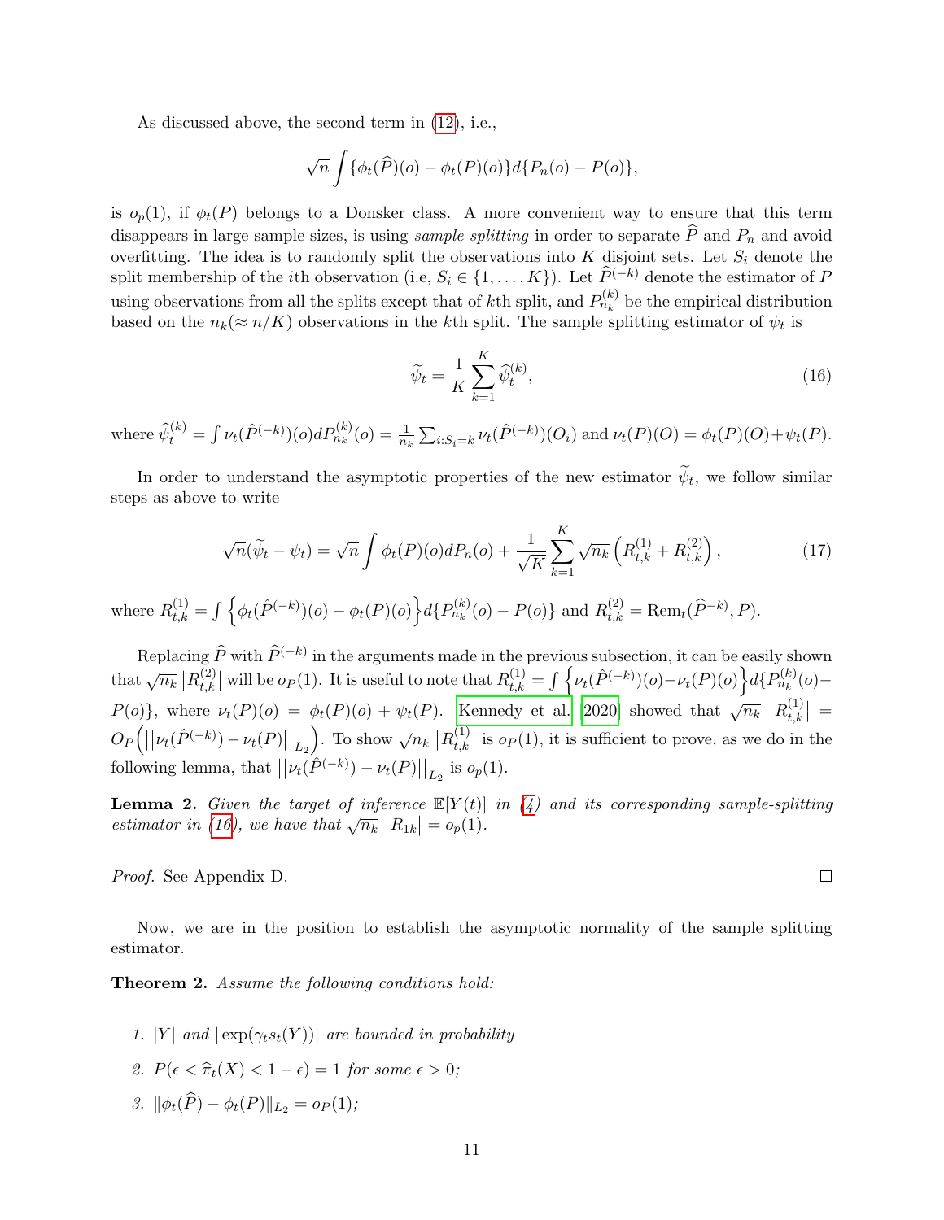As discussed above, the second term in (12), i.e.,

$$\sqrt{n}\int\{\phi_t(\widehat{P})(o)-\phi_t(P)(o)\}d\{P_n(o)-P(o)\},$$

is $o_p(1)$, if $\phi_t(P)$ belongs to a Donsker class. A more convenient way to ensure that this term disappears in large sample sizes, is using *sample splitting* in order to separate $\widehat{P}$ and $P_n$ and avoid overfitting. The idea is to randomly split the observations into $K$ disjoint sets. Let $S_i$ denote the split membership of the $i$th observation (i.e, $S_i \in \{1,\ldots,K\}$). Let $\widehat{P}^{(-k)}$ denote the estimator of $P$ using observations from all the splits except that of $k$th split, and $P_{n_k}^{(k)}$ be the empirical distribution based on the $n_k(\approx n/K)$ observations in the $k$th split. The sample splitting estimator of $\psi_t$ is

$$\widetilde{\psi}_t=\frac{1}{K}\sum_{k=1}^{K}\widehat{\psi}_t^{(k)}, \tag{16}$$

where $\widehat{\psi}_t^{(k)}=\int \nu_t(\hat{P}^{(-k)})(o)dP_{n_k}^{(k)}(o)=\frac{1}{n_k}\sum_{i:S_i=k}\nu_t(\hat{P}^{(-k)})(O_i)$ and $\nu_t(P)(O)=\phi_t(P)(O)+\psi_t(P)$.

In order to understand the asymptotic properties of the new estimator $\widetilde{\psi}_t$, we follow similar steps as above to write

$$\sqrt{n}(\widetilde{\psi}_t-\psi_t)=\sqrt{n}\int\phi_t(P)(o)dP_n(o)+\frac{1}{\sqrt{K}}\sum_{k=1}^{K}\sqrt{n_k}\left(R_{t,k}^{(1)}+R_{t,k}^{(2)}\right), \tag{17}$$

where $R_{t,k}^{(1)}=\int\left\{\phi_t(\hat{P}^{(-k)})(o)-\phi_t(P)(o)\right\}d\{P_{n_k}^{(k)}(o)-P(o)\}$ and $R_{t,k}^{(2)}=\text{Rem}_t(\widehat{P}^{-k)},P)$.

Replacing $\widehat{P}$ with $\widehat{P}^{(-k)}$ in the arguments made in the previous subsection, it can be easily shown that $\sqrt{n_k}\,|R_{t,k}^{(2)}|$ will be $o_P(1)$. It is useful to note that $R_{t,k}^{(1)}=\int\left\{\nu_t(\hat{P}^{(-k)})(o)-\nu_t(P)(o)\right\}d\{P_{n_k}^{(k)}(o)-P(o)\}$, where $\nu_t(P)(o)=\phi_t(P)(o)+\psi_t(P)$. Kennedy et al. 2020 showed that $\sqrt{n_k}\,|R_{t,k}^{(1)}| = O_P\left(\left|\left|\nu_t(\hat{P}^{(-k)})-\nu_t(P)\right|\right|_{L_2}\right)$. To show $\sqrt{n_k}\,|R_{t,k}^{(1)}|$ is $o_P(1)$, it is sufficient to prove, as we do in the following lemma, that $\left|\left|\nu_t(\hat{P}^{(-k)})-\nu_t(P)\right|\right|_{L_2}$ is $o_p(1)$.

**Lemma 2.** *Given the target of inference $\mathbb{E}[Y(t)]$ in (4) and its corresponding sample-splitting estimator in (16), we have that $\sqrt{n_k}\,|R_{1k}|=o_p(1)$.*

*Proof.* See Appendix D. □

Now, we are in the position to establish the asymptotic normality of the sample splitting estimator.

**Theorem 2.** *Assume the following conditions hold:*

1. *$|Y|$ and $|\exp(\gamma_t s_t(Y))|$ are bounded in probability*
2. *$P(\epsilon<\widehat{\pi}_t(X)<1-\epsilon)=1$ for some $\epsilon>0$;*
3. *$\|\phi_t(\widehat{P})-\phi_t(P)\|_{L_2}=o_P(1)$;*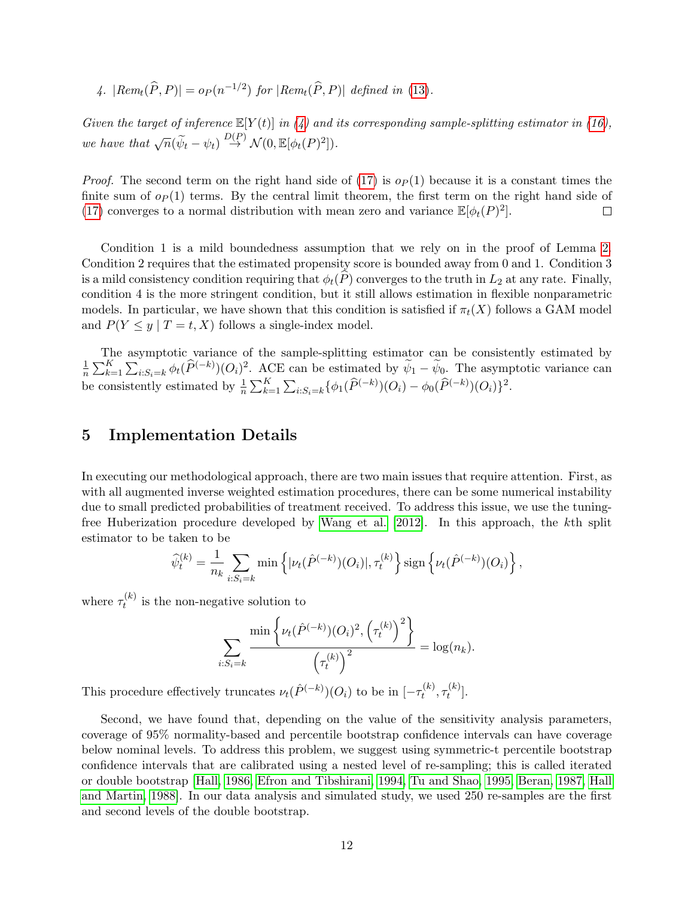*4. $|Rem_t(\widehat{P}, P)| = o_P(n^{-1/2})$ for $|Rem_t(\widehat{P}, P)|$ defined in (13).*

*Given the target of inference $\mathbb{E}[Y(t)]$ in (4) and its corresponding sample-splitting estimator in (16), we have that $\sqrt{n}(\widetilde{\psi}_t - \psi_t) \overset{D(P)}{\to} \mathcal{N}(0, \mathbb{E}[\phi_t(P)^2])$.*

*Proof.* The second term on the right hand side of (17) is $o_P(1)$ because it is a constant times the finite sum of $o_P(1)$ terms. By the central limit theorem, the first term on the right hand side of (17) converges to a normal distribution with mean zero and variance $\mathbb{E}[\phi_t(P)^2]$. □

Condition 1 is a mild boundedness assumption that we rely on in the proof of Lemma 2. Condition 2 requires that the estimated propensity score is bounded away from 0 and 1. Condition 3 is a mild consistency condition requiring that $\phi_t(\widehat{P})$ converges to the truth in $L_2$ at any rate. Finally, condition 4 is the more stringent condition, but it still allows estimation in flexible nonparametric models. In particular, we have shown that this condition is satisfied if $\pi_t(X)$ follows a GAM model and $P(Y \leq y \mid T = t, X)$ follows a single-index model.

The asymptotic variance of the sample-splitting estimator can be consistently estimated by $\frac{1}{n}\sum_{k=1}^{K}\sum_{i:S_i=k}\phi_t(\widehat{P}^{(-k)})(O_i)^2$. ACE can be estimated by $\widetilde{\psi}_1 - \widetilde{\psi}_0$. The asymptotic variance can be consistently estimated by $\frac{1}{n}\sum_{k=1}^{K}\sum_{i:S_i=k}\{\phi_1(\widehat{P}^{(-k)})(O_i) - \phi_0(\widehat{P}^{(-k)})(O_i)\}^2$.

## 5 Implementation Details

In executing our methodological approach, there are two main issues that require attention. First, as with all augmented inverse weighted estimation procedures, there can be some numerical instability due to small predicted probabilities of treatment received. To address this issue, we use the tuning-free Huberization procedure developed by Wang et al. [2012]. In this approach, the $k$th split estimator to be taken to be

$$\widehat{\psi}_t^{(k)} = \frac{1}{n_k}\sum_{i:S_i=k}\min\left\{|\nu_t(\hat{P}^{(-k)})(O_i)|, \tau_t^{(k)}\right\}\operatorname{sign}\left\{\nu_t(\hat{P}^{(-k)})(O_i)\right\},$$

where $\tau_t^{(k)}$ is the non-negative solution to

$$\sum_{i:S_i=k}\frac{\min\left\{\nu_t(\hat{P}^{(-k)})(O_i)^2, \left(\tau_t^{(k)}\right)^2\right\}}{\left(\tau_t^{(k)}\right)^2} = \log(n_k).$$

This procedure effectively truncates $\nu_t(\hat{P}^{(-k)})(O_i)$ to be in $[-\tau_t^{(k)}, \tau_t^{(k)}]$.

Second, we have found that, depending on the value of the sensitivity analysis parameters, coverage of 95% normality-based and percentile bootstrap confidence intervals can have coverage below nominal levels. To address this problem, we suggest using symmetric-t percentile bootstrap confidence intervals that are calibrated using a nested level of re-sampling; this is called iterated or double bootstrap [Hall, 1986, Efron and Tibshirani, 1994, Tu and Shao, 1995, Beran, 1987, Hall and Martin, 1988]. In our data analysis and simulated study, we used 250 re-samples are the first and second levels of the double bootstrap.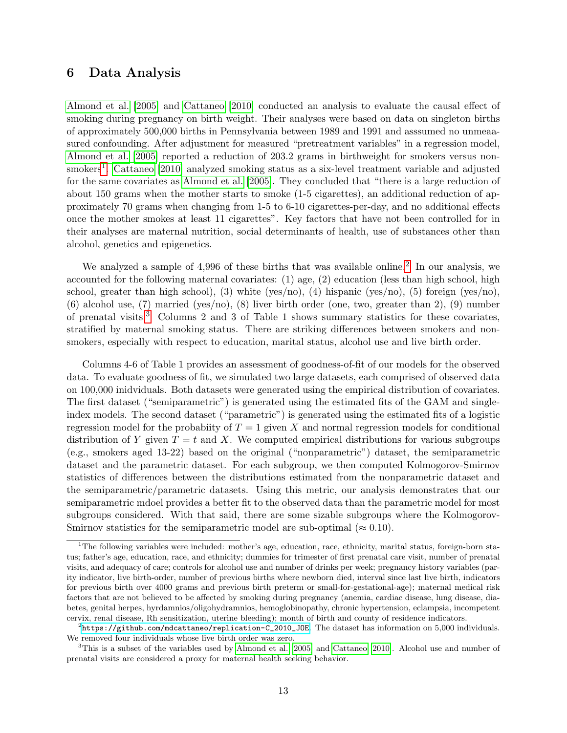## 6 Data Analysis

Almond et al. [2005] and Cattaneo [2010] conducted an analysis to evaluate the causal effect of smoking during pregnancy on birth weight. Their analyses were based on data on singleton births of approximately 500,000 births in Pennsylvania between 1989 and 1991 and asssumed no unmeaasured confounding. After adjustment for measured "pretreatment variables" in a regression model, Almond et al. [2005] reported a reduction of 203.2 grams in birthweight for smokers versus nonsmokers[1]. Cattaneo [2010] analyzed smoking status as a six-level treatment variable and adjusted for the same covariates as Almond et al. [2005]. They concluded that "there is a large reduction of about 150 grams when the mother starts to smoke (1-5 cigarettes), an additional reduction of approximately 70 grams when changing from 1-5 to 6-10 cigarettes-per-day, and no additional effects once the mother smokes at least 11 cigarettes". Key factors that have not been controlled for in their analyses are maternal nutrition, social determinants of health, use of substances other than alcohol, genetics and epigenetics.

We analyzed a sample of 4,996 of these births that was available online.[2] In our analysis, we accounted for the following maternal covariates: (1) age, (2) education (less than high school, high school, greater than high school), (3) white (yes/no), (4) hispanic (yes/no), (5) foreign (yes/no), (6) alcohol use, (7) married (yes/no), (8) liver birth order (one, two, greater than 2), (9) number of prenatal visits.[3] Columns 2 and 3 of Table 1 shows summary statistics for these covariates, stratified by maternal smoking status. There are striking differences between smokers and nonsmokers, especially with respect to education, marital status, alcohol use and live birth order.

Columns 4-6 of Table 1 provides an assessment of goodness-of-fit of our models for the observed data. To evaluate goodness of fit, we simulated two large datasets, each comprised of observed data on 100,000 inidviduals. Both datasets were generated using the empirical distribution of covariates. The first dataset ("semiparametric") is generated using the estimated fits of the GAM and single-index models. The second dataset ("parametric") is generated using the estimated fits of a logistic regression model for the probabiity of $T = 1$ given $X$ and normal regression models for conditional distribution of $Y$ given $T = t$ and $X$. We computed empirical distributions for various subgroups (e.g., smokers aged 13-22) based on the original ("nonparametric") dataset, the semiparametric dataset and the parametric dataset. For each subgroup, we then computed Kolmogorov-Smirnov statistics of differences between the distributions estimated from the nonparametric dataset and the semiparametric/parametric datasets. Using this metric, our analysis demonstrates that our semiparametric mdoel provides a better fit to the observed data than the parametric model for most subgroups considered. With that said, there are some sizable subgroups where the Kolmogorov-Smirnov statistics for the semiparametric model are sub-optimal ($\approx 0.10$).

---

[1] The following variables were included: mother's age, education, race, ethnicity, marital status, foreign-born status; father's age, education, race, and ethnicity; dummies for trimester of first prenatal care visit, number of prenatal visits, and adequacy of care; controls for alcohol use and number of drinks per week; pregnancy history variables (parity indicator, live birth-order, number of previous births where newborn died, interval since last live birth, indicators for previous birth over 4000 grams and previous birth preterm or small-for-gestational-age); maternal medical risk factors that are not believed to be affected by smoking during pregnancy (anemia, cardiac disease, lung disease, diabetes, genital herpes, hyrdamnios/oligohydramnios, hemoglobinopathy, chronic hypertension, eclampsia, incompetent cervix, renal disease, Rh sensitization, uterine bleeding); month of birth and county of residence indicators.

[2] https://github.com/mdcattaneo/replication-C_2010_JOE. The dataset has information on 5,000 individuals. We removed four individuals whose live birth order was zero.

[3] This is a subset of the variables used by Almond et al. [2005] and Cattaneo [2010]. Alcohol use and number of prenatal visits are considered a proxy for maternal health seeking behavior.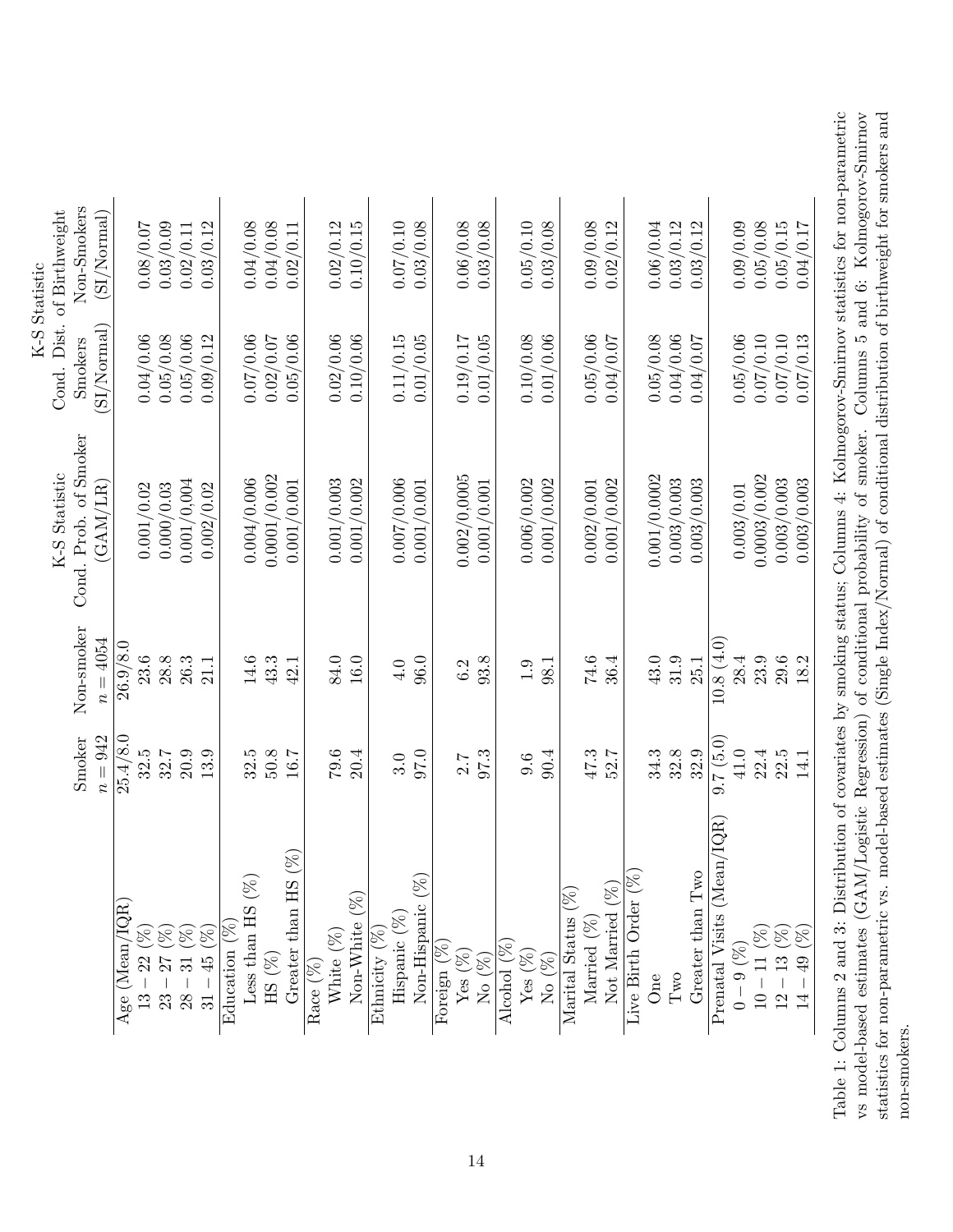| | Smoker | Non-smoker | K-S Statistic Cond. Prob. of Smoker | K-S Statistic Cond. Dist. of Birthweight Smokers | Non-Smokers |
|---|---|---|---|---|---|
| | $n = 942$ | $n = 4054$ | (GAM/LR) | (SI/Normal) | (SI/Normal) |
| Age (Mean/IQR) | 25.4/8.0 | 26.9/8.0 | | | |
| $13 - 22$ (%) | 32.5 | 23.6 | 0.001/0.02 | 0.04/0.06 | 0.08/0.07 |
| $23 - 27$ (%) | 32.7 | 28.8 | 0.000/0.03 | 0.05/0.08 | 0.03/0.09 |
| $28 - 31$ (%) | 20.9 | 26.3 | 0.001/0.004 | 0.05/0.06 | 0.02/0.11 |
| $31 - 45$ (%) | 13.9 | 21.1 | 0.002/0.02 | 0.09/0.12 | 0.03/0.12 |
| Education (%) | | | | | |
| Less than HS (%) | 32.5 | 14.6 | 0.004/0.006 | 0.07/0.06 | 0.04/0.08 |
| HS (%) | 50.8 | 43.3 | 0.0001/0.002 | 0.02/0.07 | 0.04/0.08 |
| Greater than HS (%) | 16.7 | 42.1 | 0.001/0.001 | 0.05/0.06 | 0.02/0.11 |
| Race (%) | | | | | |
| White (%) | 79.6 | 84.0 | 0.001/0.003 | 0.02/0.06 | 0.02/0.12 |
| Non-White (%) | 20.4 | 16.0 | 0.001/0.002 | 0.10/0.06 | 0.10/0.15 |
| Ethnicity (%) | | | | | |
| Hispanic (%) | 3.0 | 4.0 | 0.007/0.006 | 0.11/0.15 | 0.07/0.10 |
| Non-Hispanic (%) | 97.0 | 96.0 | 0.001/0.001 | 0.01/0.05 | 0.03/0.08 |
| Foreign (%) | | | | | |
| Yes (%) | 2.7 | 6.2 | 0.002/0,0005 | 0.19/0.17 | 0.06/0.08 |
| No (%) | 97.3 | 93.8 | 0.001/0.001 | 0.01/0.05 | 0.03/0.08 |
| Alcohol (%) | | | | | |
| Yes (%) | 9.6 | 1.9 | 0.006/0.002 | 0.10/0.08 | 0.05/0.10 |
| No (%) | 90.4 | 98.1 | 0.001/0.002 | 0.01/0.06 | 0.03/0.08 |
| Marital Status (%) | | | | | |
| Married (%) | 47.3 | 74.6 | 0.002/0.001 | 0.05/0.06 | 0.09/0.08 |
| Not Married (%) | 52.7 | 36.4 | 0.001/0.002 | 0.04/0.07 | 0.02/0.12 |
| Live Birth Order (%) | | | | | |
| One | 34.3 | 43.0 | 0.001/0.0002 | 0.05/0.08 | 0.06/0.04 |
| Two | 32.8 | 31.9 | 0.003/0.003 | 0.04/0.06 | 0.03/0.12 |
| Greater than Two | 32.9 | 25.1 | 0.003/0.003 | 0.04/0.07 | 0.03/0.12 |
| Prenatal Visits (Mean/IQR) | 9.7 (5.0) | 10.8 (4.0) | | | |
| $0 - 9$ (%) | 41.0 | 28.4 | 0.003/0.01 | 0.05/0.06 | 0.09/0.09 |
| $10 - 11$ (%) | 22.4 | 23.9 | 0.0003/0.002 | 0.07/0.10 | 0.05/0.08 |
| $12 - 13$ (%) | 22.5 | 29.6 | 0.003/0.003 | 0.07/0.10 | 0.05/0.15 |
| $14 - 49$ (%) | 14.1 | 18.2 | 0.003/0.003 | 0.07/0.13 | 0.04/0.17 |

Table 1: Columns 2 and 3: Distribution of covariates by smoking status; Columns 4: Kolmogorov-Smirnov statistics for non-parametric vs model-based estimates (GAM/Logistic Regression) of conditional probability of smoker. Columns 5 and 6: Kolmogorov-Smirnov statistics for non-parametric vs. model-based estimates (Single Index/Normal) of conditional distribution of birthweight for smokers and non-smokers.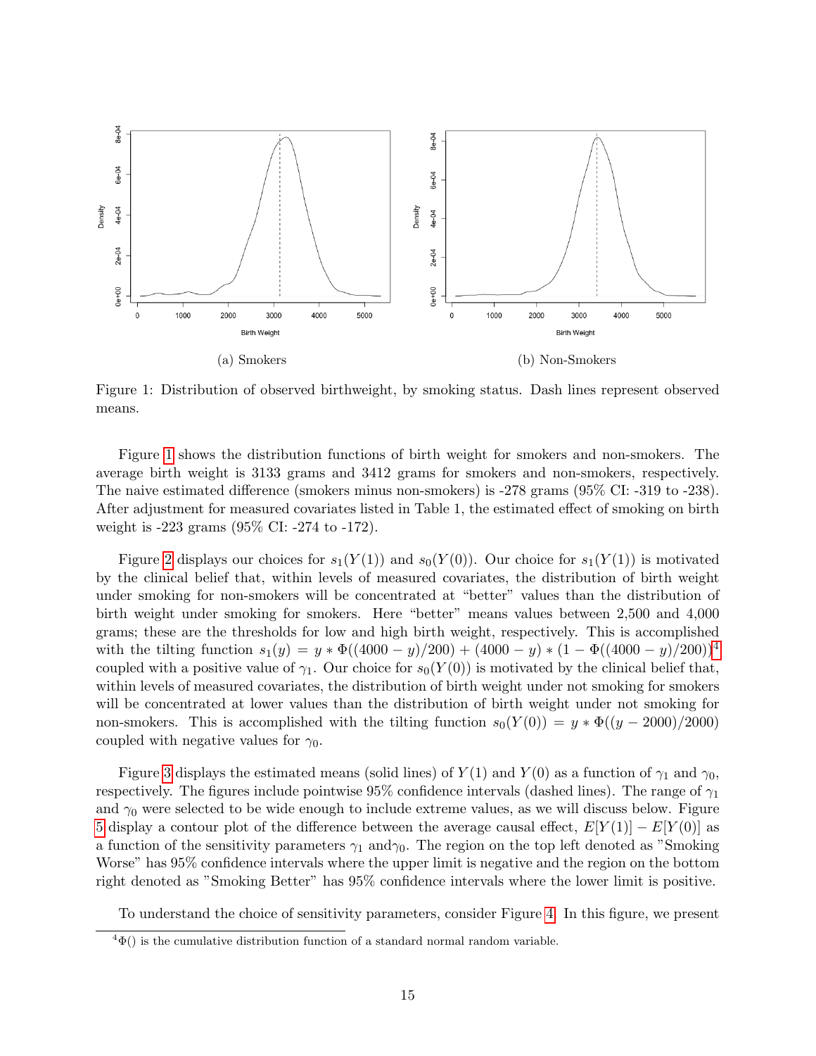(a) Smokers

(b) Non-Smokers

Figure 1: Distribution of observed birthweight, by smoking status. Dash lines represent observed means.

Figure 1 shows the distribution functions of birth weight for smokers and non-smokers. The average birth weight is 3133 grams and 3412 grams for smokers and non-smokers, respectively. The naive estimated difference (smokers minus non-smokers) is -278 grams (95% CI: -319 to -238). After adjustment for measured covariates listed in Table 1, the estimated effect of smoking on birth weight is -223 grams (95% CI: -274 to -172).

Figure 2 displays our choices for $s_1(Y(1))$ and $s_0(Y(0))$. Our choice for $s_1(Y(1))$ is motivated by the clinical belief that, within levels of measured covariates, the distribution of birth weight under smoking for non-smokers will be concentrated at "better" values than the distribution of birth weight under smoking for smokers. Here "better" means values between 2,500 and 4,000 grams; these are the thresholds for low and high birth weight, respectively. This is accomplished with the tilting function $s_1(y) = y * \Phi((4000 - y)/200) + (4000 - y) * (1 - \Phi((4000 - y)/200))$[4] coupled with a positive value of $\gamma_1$. Our choice for $s_0(Y(0))$ is motivated by the clinical belief that, within levels of measured covariates, the distribution of birth weight under not smoking for smokers will be concentrated at lower values than the distribution of birth weight under not smoking for non-smokers. This is accomplished with the tilting function $s_0(Y(0)) = y * \Phi((y - 2000)/2000)$ coupled with negative values for $\gamma_0$.

Figure 3 displays the estimated means (solid lines) of $Y(1)$ and $Y(0)$ as a function of $\gamma_1$ and $\gamma_0$, respectively. The figures include pointwise 95% confidence intervals (dashed lines). The range of $\gamma_1$ and $\gamma_0$ were selected to be wide enough to include extreme values, as we will discuss below. Figure 5 display a contour plot of the difference between the average causal effect, $E[Y(1)] - E[Y(0)]$ as a function of the sensitivity parameters $\gamma_1$ and $\gamma_0$. The region on the top left denoted as "Smoking Worse" has 95% confidence intervals where the upper limit is negative and the region on the bottom right denoted as "Smoking Better" has 95% confidence intervals where the lower limit is positive.

To understand the choice of sensitivity parameters, consider Figure 4. In this figure, we present

[4] $\Phi()$ is the cumulative distribution function of a standard normal random variable.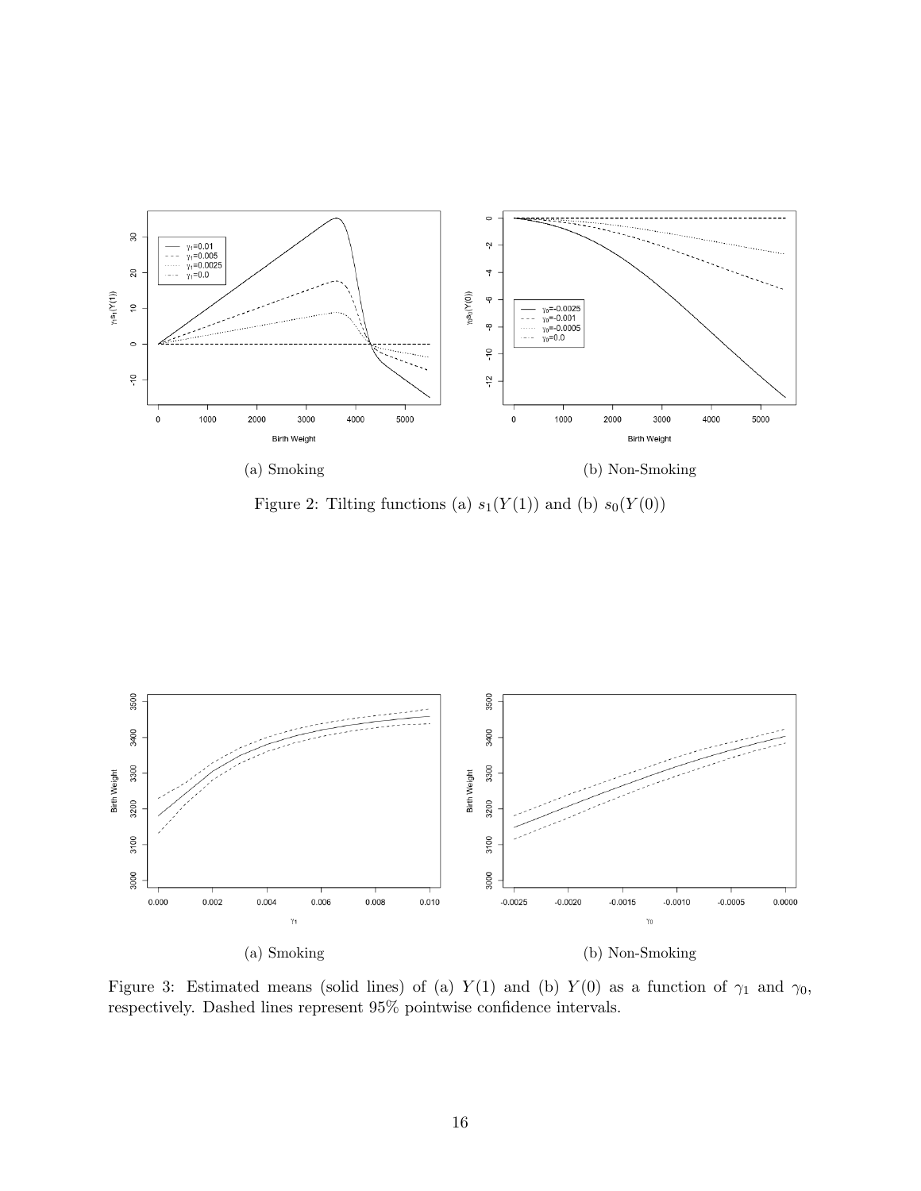(a) Smoking

(b) Non-Smoking

Figure 2: Tilting functions (a) $s_1(Y(1))$ and (b) $s_0(Y(0))$

(a) Smoking

(b) Non-Smoking

Figure 3: Estimated means (solid lines) of (a) $Y(1)$ and (b) $Y(0)$ as a function of $\gamma_1$ and $\gamma_0$, respectively. Dashed lines represent 95% pointwise confidence intervals.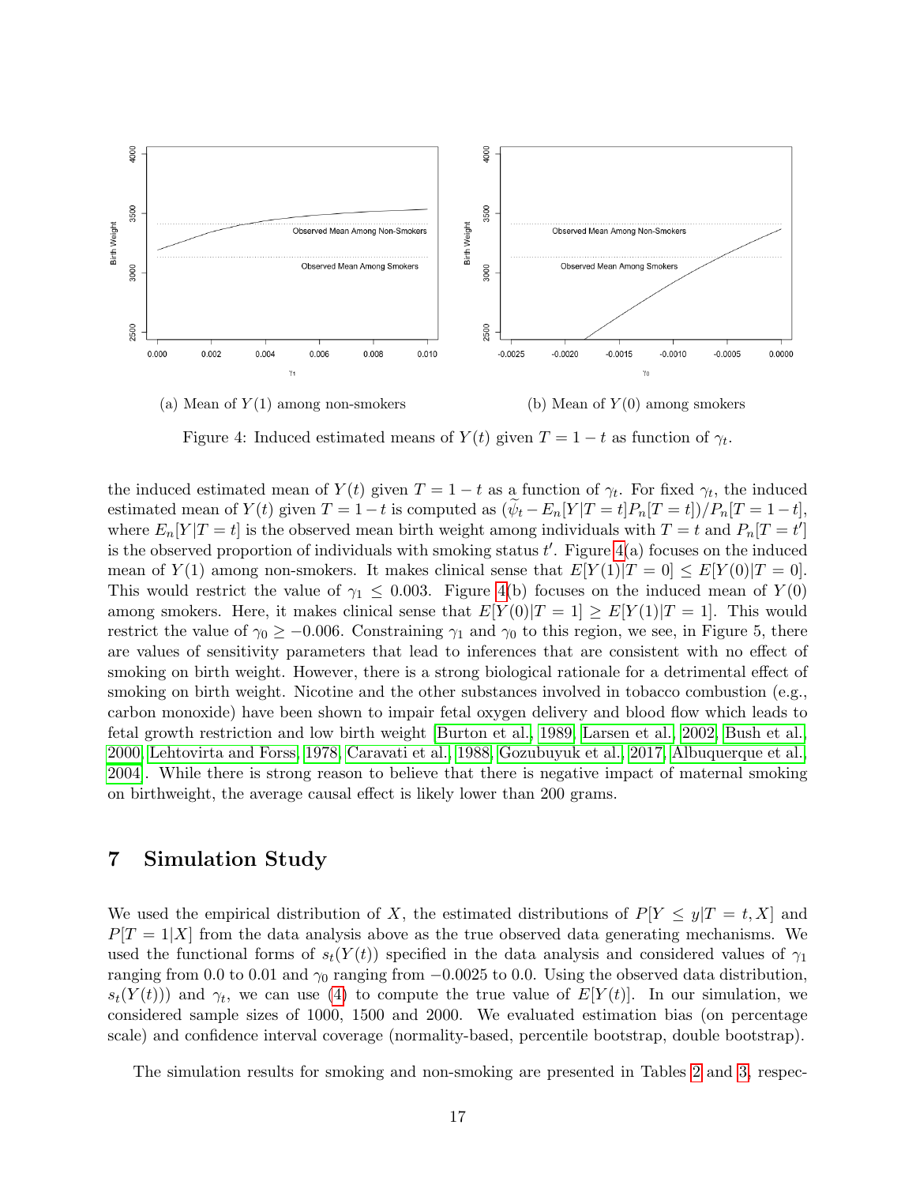(a) Mean of $Y(1)$ among non-smokers

(b) Mean of $Y(0)$ among smokers

Figure 4: Induced estimated means of $Y(t)$ given $T = 1 - t$ as function of $\gamma_t$.

the induced estimated mean of $Y(t)$ given $T = 1-t$ as a function of $\gamma_t$. For fixed $\gamma_t$, the induced estimated mean of $Y(t)$ given $T = 1-t$ is computed as $(\widetilde{\psi}_t - E_n[Y|T = t]P_n[T = t])/P_n[T = 1-t]$, where $E_n[Y|T = t]$ is the observed mean birth weight among individuals with $T = t$ and $P_n[T = t']$ is the observed proportion of individuals with smoking status $t'$. Figure 4(a) focuses on the induced mean of $Y(1)$ among non-smokers. It makes clinical sense that $E[Y(1)|T = 0] \leq E[Y(0)|T = 0]$. This would restrict the value of $\gamma_1 \leq 0.003$. Figure 4(b) focuses on the induced mean of $Y(0)$ among smokers. Here, it makes clinical sense that $E[Y(0)|T = 1] \geq E[Y(1)|T = 1]$. This would restrict the value of $\gamma_0 \geq -0.006$. Constraining $\gamma_1$ and $\gamma_0$ to this region, we see, in Figure 5, there are values of sensitivity parameters that lead to inferences that are consistent with no effect of smoking on birth weight. However, there is a strong biological rationale for a detrimental effect of smoking on birth weight. Nicotine and the other substances involved in tobacco combustion (e.g., carbon monoxide) have been shown to impair fetal oxygen delivery and blood flow which leads to fetal growth restriction and low birth weight [Burton et al., 1989, Larsen et al., 2002, Bush et al., 2000, Lehtovirta and Forss, 1978, Caravati et al., 1988, Gozubuyuk et al., 2017, Albuquerque et al., 2004]. While there is strong reason to believe that there is negative impact of maternal smoking on birthweight, the average causal effect is likely lower than 200 grams.

## 7 Simulation Study

We used the empirical distribution of $X$, the estimated distributions of $P[Y \leq y|T = t, X]$ and $P[T = 1|X]$ from the data analysis above as the true observed data generating mechanisms. We used the functional forms of $s_t(Y(t))$ specified in the data analysis and considered values of $\gamma_1$ ranging from 0.0 to 0.01 and $\gamma_0$ ranging from $-0.0025$ to 0.0. Using the observed data distribution, $s_t(Y(t)))$ and $\gamma_t$, we can use (4) to compute the true value of $E[Y(t)]$. In our simulation, we considered sample sizes of 1000, 1500 and 2000. We evaluated estimation bias (on percentage scale) and confidence interval coverage (normality-based, percentile bootstrap, double bootstrap).

The simulation results for smoking and non-smoking are presented in Tables 2 and 3, respec-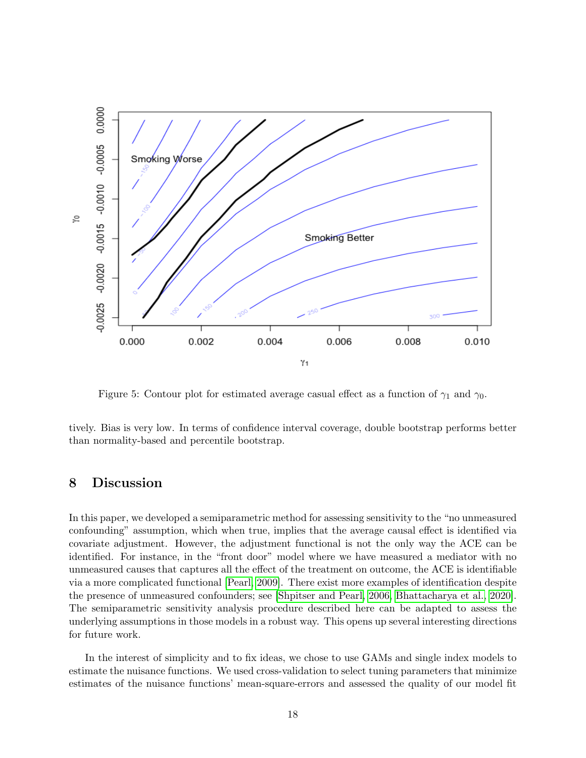Figure 5: Contour plot for estimated average casual effect as a function of $\gamma_1$ and $\gamma_0$.

tively. Bias is very low. In terms of confidence interval coverage, double bootstrap performs better than normality-based and percentile bootstrap.

## 8 Discussion

In this paper, we developed a semiparametric method for assessing sensitivity to the "no unmeasured confounding" assumption, which when true, implies that the average causal effect is identified via covariate adjustment. However, the adjustment functional is not the only way the ACE can be identified. For instance, in the "front door" model where we have measured a mediator with no unmeasured causes that captures all the effect of the treatment on outcome, the ACE is identifiable via a more complicated functional [Pearl, 2009]. There exist more examples of identification despite the presence of unmeasured confounders; see [Shpitser and Pearl, 2006, Bhattacharya et al., 2020]. The semiparametric sensitivity analysis procedure described here can be adapted to assess the underlying assumptions in those models in a robust way. This opens up several interesting directions for future work.

In the interest of simplicity and to fix ideas, we chose to use GAMs and single index models to estimate the nuisance functions. We used cross-validation to select tuning parameters that minimize estimates of the nuisance functions' mean-square-errors and assessed the quality of our model fit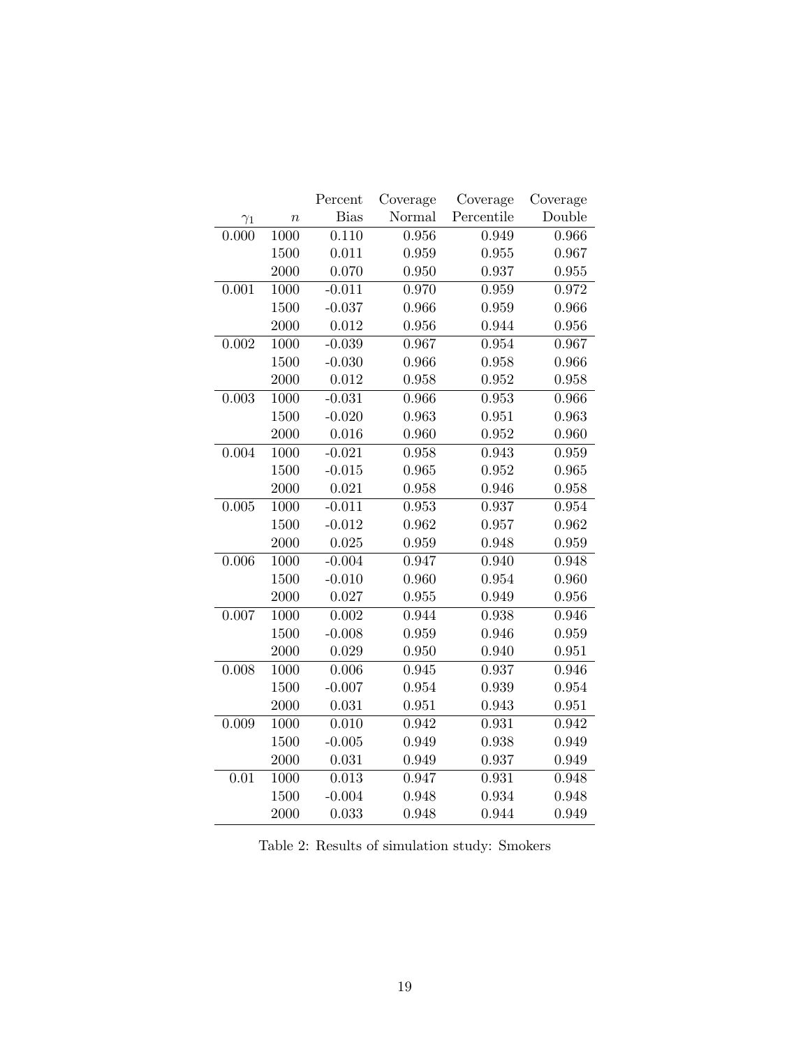| $\gamma_1$ | $n$ | Percent Bias | Coverage Normal | Coverage Percentile | Coverage Double |
|---|---|---|---|---|---|
| 0.000 | 1000 | 0.110 | 0.956 | 0.949 | 0.966 |
| | 1500 | 0.011 | 0.959 | 0.955 | 0.967 |
| | 2000 | 0.070 | 0.950 | 0.937 | 0.955 |
| 0.001 | 1000 | -0.011 | 0.970 | 0.959 | 0.972 |
| | 1500 | -0.037 | 0.966 | 0.959 | 0.966 |
| | 2000 | 0.012 | 0.956 | 0.944 | 0.956 |
| 0.002 | 1000 | -0.039 | 0.967 | 0.954 | 0.967 |
| | 1500 | -0.030 | 0.966 | 0.958 | 0.966 |
| | 2000 | 0.012 | 0.958 | 0.952 | 0.958 |
| 0.003 | 1000 | -0.031 | 0.966 | 0.953 | 0.966 |
| | 1500 | -0.020 | 0.963 | 0.951 | 0.963 |
| | 2000 | 0.016 | 0.960 | 0.952 | 0.960 |
| 0.004 | 1000 | -0.021 | 0.958 | 0.943 | 0.959 |
| | 1500 | -0.015 | 0.965 | 0.952 | 0.965 |
| | 2000 | 0.021 | 0.958 | 0.946 | 0.958 |
| 0.005 | 1000 | -0.011 | 0.953 | 0.937 | 0.954 |
| | 1500 | -0.012 | 0.962 | 0.957 | 0.962 |
| | 2000 | 0.025 | 0.959 | 0.948 | 0.959 |
| 0.006 | 1000 | -0.004 | 0.947 | 0.940 | 0.948 |
| | 1500 | -0.010 | 0.960 | 0.954 | 0.960 |
| | 2000 | 0.027 | 0.955 | 0.949 | 0.956 |
| 0.007 | 1000 | 0.002 | 0.944 | 0.938 | 0.946 |
| | 1500 | -0.008 | 0.959 | 0.946 | 0.959 |
| | 2000 | 0.029 | 0.950 | 0.940 | 0.951 |
| 0.008 | 1000 | 0.006 | 0.945 | 0.937 | 0.946 |
| | 1500 | -0.007 | 0.954 | 0.939 | 0.954 |
| | 2000 | 0.031 | 0.951 | 0.943 | 0.951 |
| 0.009 | 1000 | 0.010 | 0.942 | 0.931 | 0.942 |
| | 1500 | -0.005 | 0.949 | 0.938 | 0.949 |
| | 2000 | 0.031 | 0.949 | 0.937 | 0.949 |
| 0.01 | 1000 | 0.013 | 0.947 | 0.931 | 0.948 |
| | 1500 | -0.004 | 0.948 | 0.934 | 0.948 |
| | 2000 | 0.033 | 0.948 | 0.944 | 0.949 |

Table 2: Results of simulation study: Smokers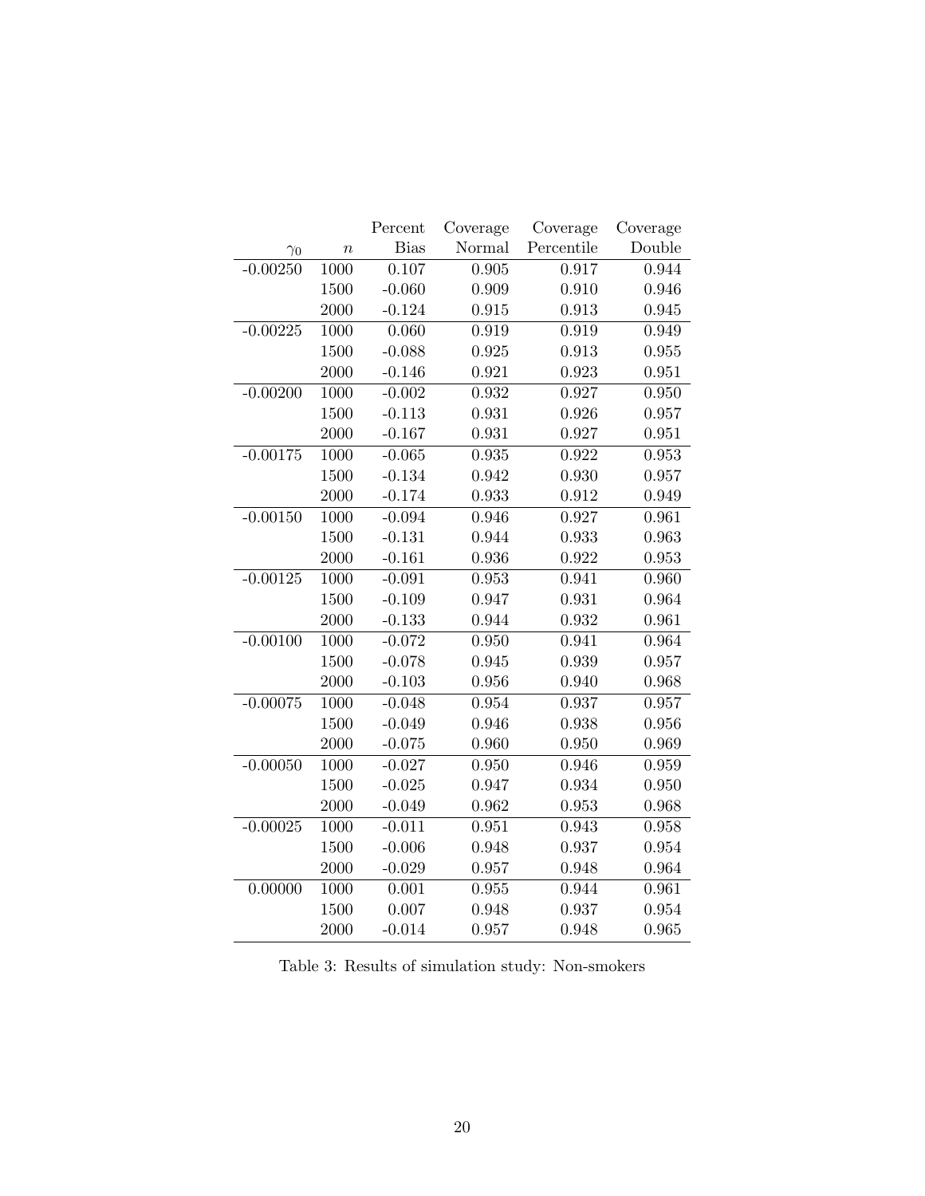| $\gamma_0$ | $n$ | Percent Bias | Coverage Normal | Coverage Percentile | Coverage Double |
|---|---|---|---|---|---|
| -0.00250 | 1000 | 0.107 | 0.905 | 0.917 | 0.944 |
| | 1500 | -0.060 | 0.909 | 0.910 | 0.946 |
| | 2000 | -0.124 | 0.915 | 0.913 | 0.945 |
| -0.00225 | 1000 | 0.060 | 0.919 | 0.919 | 0.949 |
| | 1500 | -0.088 | 0.925 | 0.913 | 0.955 |
| | 2000 | -0.146 | 0.921 | 0.923 | 0.951 |
| -0.00200 | 1000 | -0.002 | 0.932 | 0.927 | 0.950 |
| | 1500 | -0.113 | 0.931 | 0.926 | 0.957 |
| | 2000 | -0.167 | 0.931 | 0.927 | 0.951 |
| -0.00175 | 1000 | -0.065 | 0.935 | 0.922 | 0.953 |
| | 1500 | -0.134 | 0.942 | 0.930 | 0.957 |
| | 2000 | -0.174 | 0.933 | 0.912 | 0.949 |
| -0.00150 | 1000 | -0.094 | 0.946 | 0.927 | 0.961 |
| | 1500 | -0.131 | 0.944 | 0.933 | 0.963 |
| | 2000 | -0.161 | 0.936 | 0.922 | 0.953 |
| -0.00125 | 1000 | -0.091 | 0.953 | 0.941 | 0.960 |
| | 1500 | -0.109 | 0.947 | 0.931 | 0.964 |
| | 2000 | -0.133 | 0.944 | 0.932 | 0.961 |
| -0.00100 | 1000 | -0.072 | 0.950 | 0.941 | 0.964 |
| | 1500 | -0.078 | 0.945 | 0.939 | 0.957 |
| | 2000 | -0.103 | 0.956 | 0.940 | 0.968 |
| -0.00075 | 1000 | -0.048 | 0.954 | 0.937 | 0.957 |
| | 1500 | -0.049 | 0.946 | 0.938 | 0.956 |
| | 2000 | -0.075 | 0.960 | 0.950 | 0.969 |
| -0.00050 | 1000 | -0.027 | 0.950 | 0.946 | 0.959 |
| | 1500 | -0.025 | 0.947 | 0.934 | 0.950 |
| | 2000 | -0.049 | 0.962 | 0.953 | 0.968 |
| -0.00025 | 1000 | -0.011 | 0.951 | 0.943 | 0.958 |
| | 1500 | -0.006 | 0.948 | 0.937 | 0.954 |
| | 2000 | -0.029 | 0.957 | 0.948 | 0.964 |
| 0.00000 | 1000 | 0.001 | 0.955 | 0.944 | 0.961 |
| | 1500 | 0.007 | 0.948 | 0.937 | 0.954 |
| | 2000 | -0.014 | 0.957 | 0.948 | 0.965 |

Table 3: Results of simulation study: Non-smokers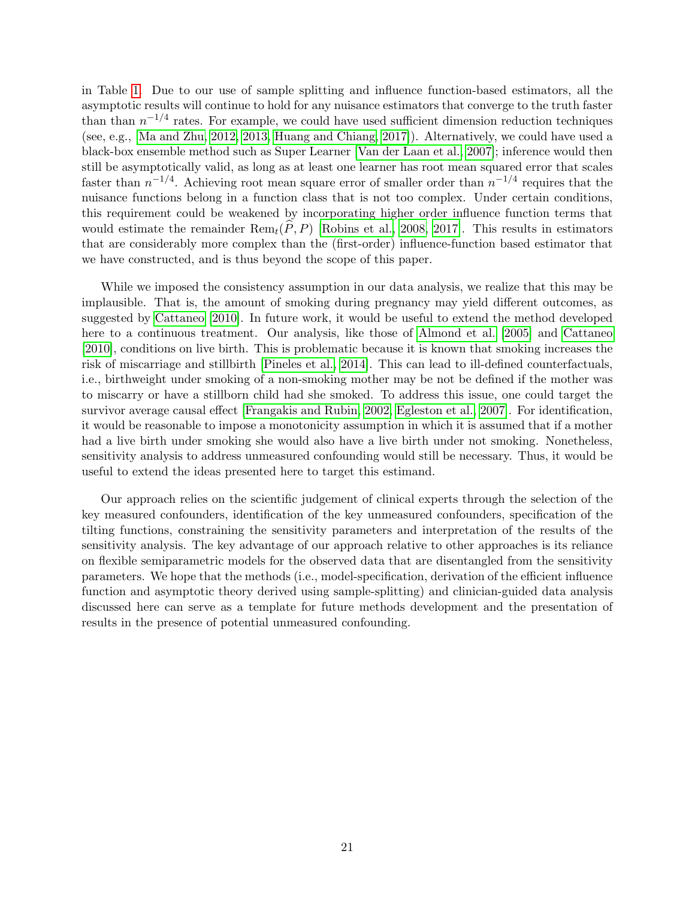in Table 1. Due to our use of sample splitting and influence function-based estimators, all the asymptotic results will continue to hold for any nuisance estimators that converge to the truth faster than than $n^{-1/4}$ rates. For example, we could have used sufficient dimension reduction techniques (see, e.g., [Ma and Zhu, 2012, 2013, Huang and Chiang, 2017]). Alternatively, we could have used a black-box ensemble method such as Super Learner [Van der Laan et al., 2007]; inference would then still be asymptotically valid, as long as at least one learner has root mean squared error that scales faster than $n^{-1/4}$. Achieving root mean square error of smaller order than $n^{-1/4}$ requires that the nuisance functions belong in a function class that is not too complex. Under certain conditions, this requirement could be weakened by incorporating higher order influence function terms that would estimate the remainder $\text{Rem}_t(\widehat{P}, P)$ [Robins et al., 2008, 2017]. This results in estimators that are considerably more complex than the (first-order) influence-function based estimator that we have constructed, and is thus beyond the scope of this paper.

While we imposed the consistency assumption in our data analysis, we realize that this may be implausible. That is, the amount of smoking during pregnancy may yield different outcomes, as suggested by Cattaneo [2010]. In future work, it would be useful to extend the method developed here to a continuous treatment. Our analysis, like those of Almond et al. [2005] and Cattaneo [2010], conditions on live birth. This is problematic because it is known that smoking increases the risk of miscarriage and stillbirth [Pineles et al., 2014]. This can lead to ill-defined counterfactuals, i.e., birthweight under smoking of a non-smoking mother may be not be defined if the mother was to miscarry or have a stillborn child had she smoked. To address this issue, one could target the survivor average causal effect [Frangakis and Rubin, 2002, Egleston et al., 2007]. For identification, it would be reasonable to impose a monotonicity assumption in which it is assumed that if a mother had a live birth under smoking she would also have a live birth under not smoking. Nonetheless, sensitivity analysis to address unmeasured confounding would still be necessary. Thus, it would be useful to extend the ideas presented here to target this estimand.

Our approach relies on the scientific judgement of clinical experts through the selection of the key measured confounders, identification of the key unmeasured confounders, specification of the tilting functions, constraining the sensitivity parameters and interpretation of the results of the sensitivity analysis. The key advantage of our approach relative to other approaches is its reliance on flexible semiparametric models for the observed data that are disentangled from the sensitivity parameters. We hope that the methods (i.e., model-specification, derivation of the efficient influence function and asymptotic theory derived using sample-splitting) and clinician-guided data analysis discussed here can serve as a template for future methods development and the presentation of results in the presence of potential unmeasured confounding.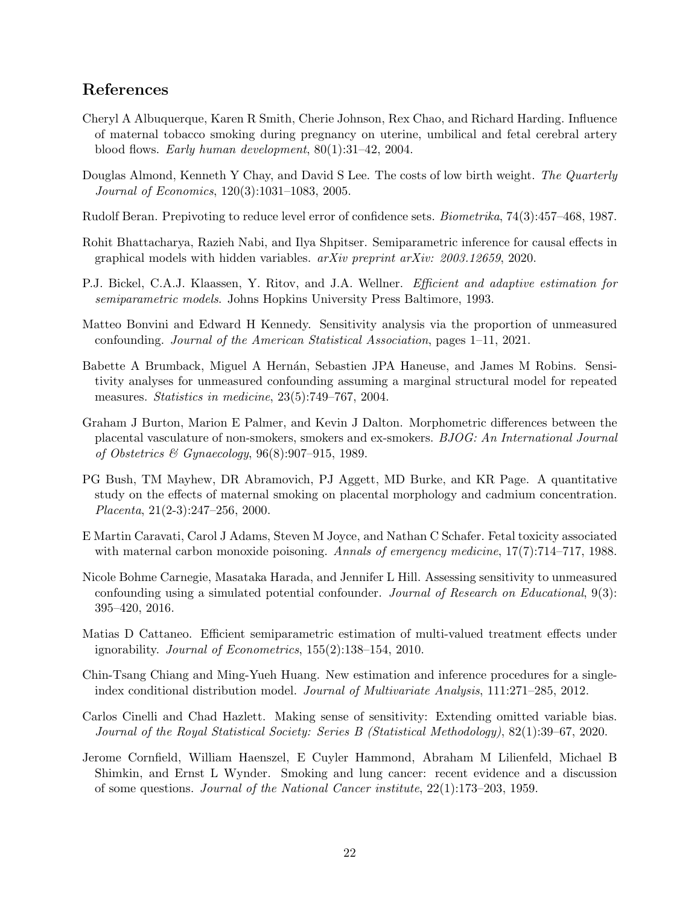## References

Cheryl A Albuquerque, Karen R Smith, Cherie Johnson, Rex Chao, and Richard Harding. Influence of maternal tobacco smoking during pregnancy on uterine, umbilical and fetal cerebral artery blood flows. *Early human development*, 80(1):31–42, 2004.

Douglas Almond, Kenneth Y Chay, and David S Lee. The costs of low birth weight. *The Quarterly Journal of Economics*, 120(3):1031–1083, 2005.

Rudolf Beran. Prepivoting to reduce level error of confidence sets. *Biometrika*, 74(3):457–468, 1987.

Rohit Bhattacharya, Razieh Nabi, and Ilya Shpitser. Semiparametric inference for causal effects in graphical models with hidden variables. *arXiv preprint arXiv: 2003.12659*, 2020.

P.J. Bickel, C.A.J. Klaassen, Y. Ritov, and J.A. Wellner. *Efficient and adaptive estimation for semiparametric models*. Johns Hopkins University Press Baltimore, 1993.

Matteo Bonvini and Edward H Kennedy. Sensitivity analysis via the proportion of unmeasured confounding. *Journal of the American Statistical Association*, pages 1–11, 2021.

Babette A Brumback, Miguel A Hernán, Sebastien JPA Haneuse, and James M Robins. Sensitivity analyses for unmeasured confounding assuming a marginal structural model for repeated measures. *Statistics in medicine*, 23(5):749–767, 2004.

Graham J Burton, Marion E Palmer, and Kevin J Dalton. Morphometric differences between the placental vasculature of non-smokers, smokers and ex-smokers. *BJOG: An International Journal of Obstetrics & Gynaecology*, 96(8):907–915, 1989.

PG Bush, TM Mayhew, DR Abramovich, PJ Aggett, MD Burke, and KR Page. A quantitative study on the effects of maternal smoking on placental morphology and cadmium concentration. *Placenta*, 21(2-3):247–256, 2000.

E Martin Caravati, Carol J Adams, Steven M Joyce, and Nathan C Schafer. Fetal toxicity associated with maternal carbon monoxide poisoning. *Annals of emergency medicine*, 17(7):714–717, 1988.

Nicole Bohme Carnegie, Masataka Harada, and Jennifer L Hill. Assessing sensitivity to unmeasured confounding using a simulated potential confounder. *Journal of Research on Educational*, 9(3): 395–420, 2016.

Matias D Cattaneo. Efficient semiparametric estimation of multi-valued treatment effects under ignorability. *Journal of Econometrics*, 155(2):138–154, 2010.

Chin-Tsang Chiang and Ming-Yueh Huang. New estimation and inference procedures for a single-index conditional distribution model. *Journal of Multivariate Analysis*, 111:271–285, 2012.

Carlos Cinelli and Chad Hazlett. Making sense of sensitivity: Extending omitted variable bias. *Journal of the Royal Statistical Society: Series B (Statistical Methodology)*, 82(1):39–67, 2020.

Jerome Cornfield, William Haenszel, E Cuyler Hammond, Abraham M Lilienfeld, Michael B Shimkin, and Ernst L Wynder. Smoking and lung cancer: recent evidence and a discussion of some questions. *Journal of the National Cancer institute*, 22(1):173–203, 1959.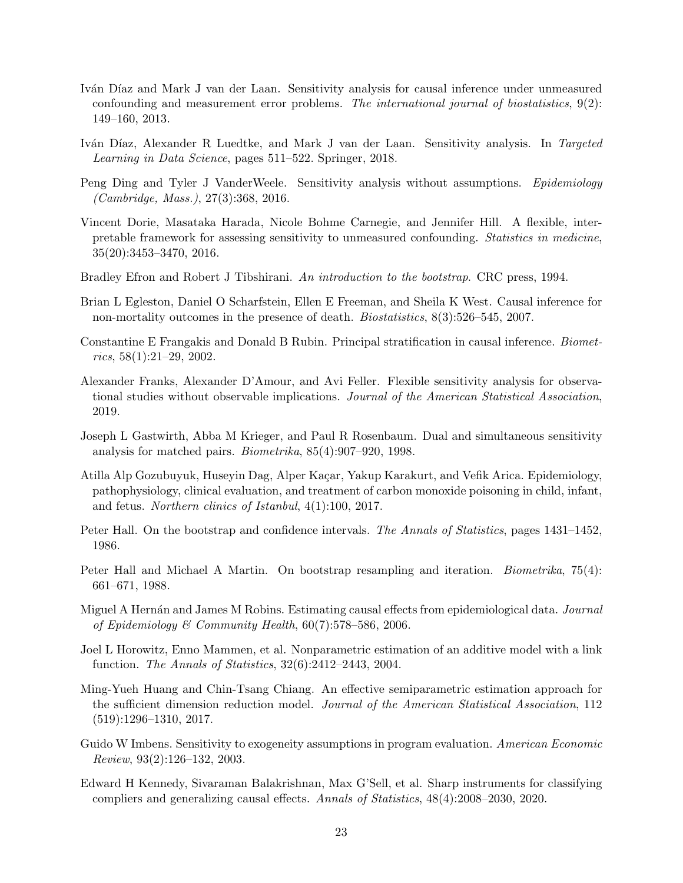Iván Díaz and Mark J van der Laan. Sensitivity analysis for causal inference under unmeasured confounding and measurement error problems. *The international journal of biostatistics*, 9(2): 149–160, 2013.

Iván Díaz, Alexander R Luedtke, and Mark J van der Laan. Sensitivity analysis. In *Targeted Learning in Data Science*, pages 511–522. Springer, 2018.

Peng Ding and Tyler J VanderWeele. Sensitivity analysis without assumptions. *Epidemiology (Cambridge, Mass.)*, 27(3):368, 2016.

Vincent Dorie, Masataka Harada, Nicole Bohme Carnegie, and Jennifer Hill. A flexible, interpretable framework for assessing sensitivity to unmeasured confounding. *Statistics in medicine*, 35(20):3453–3470, 2016.

Bradley Efron and Robert J Tibshirani. *An introduction to the bootstrap*. CRC press, 1994.

Brian L Egleston, Daniel O Scharfstein, Ellen E Freeman, and Sheila K West. Causal inference for non-mortality outcomes in the presence of death. *Biostatistics*, 8(3):526–545, 2007.

Constantine E Frangakis and Donald B Rubin. Principal stratification in causal inference. *Biometrics*, 58(1):21–29, 2002.

Alexander Franks, Alexander D'Amour, and Avi Feller. Flexible sensitivity analysis for observational studies without observable implications. *Journal of the American Statistical Association*, 2019.

Joseph L Gastwirth, Abba M Krieger, and Paul R Rosenbaum. Dual and simultaneous sensitivity analysis for matched pairs. *Biometrika*, 85(4):907–920, 1998.

Atilla Alp Gozubuyuk, Huseyin Dag, Alper Kaçar, Yakup Karakurt, and Vefik Arica. Epidemiology, pathophysiology, clinical evaluation, and treatment of carbon monoxide poisoning in child, infant, and fetus. *Northern clinics of Istanbul*, 4(1):100, 2017.

Peter Hall. On the bootstrap and confidence intervals. *The Annals of Statistics*, pages 1431–1452, 1986.

Peter Hall and Michael A Martin. On bootstrap resampling and iteration. *Biometrika*, 75(4): 661–671, 1988.

Miguel A Hernán and James M Robins. Estimating causal effects from epidemiological data. *Journal of Epidemiology & Community Health*, 60(7):578–586, 2006.

Joel L Horowitz, Enno Mammen, et al. Nonparametric estimation of an additive model with a link function. *The Annals of Statistics*, 32(6):2412–2443, 2004.

Ming-Yueh Huang and Chin-Tsang Chiang. An effective semiparametric estimation approach for the sufficient dimension reduction model. *Journal of the American Statistical Association*, 112 (519):1296–1310, 2017.

Guido W Imbens. Sensitivity to exogeneity assumptions in program evaluation. *American Economic Review*, 93(2):126–132, 2003.

Edward H Kennedy, Sivaraman Balakrishnan, Max G'Sell, et al. Sharp instruments for classifying compliers and generalizing causal effects. *Annals of Statistics*, 48(4):2008–2030, 2020.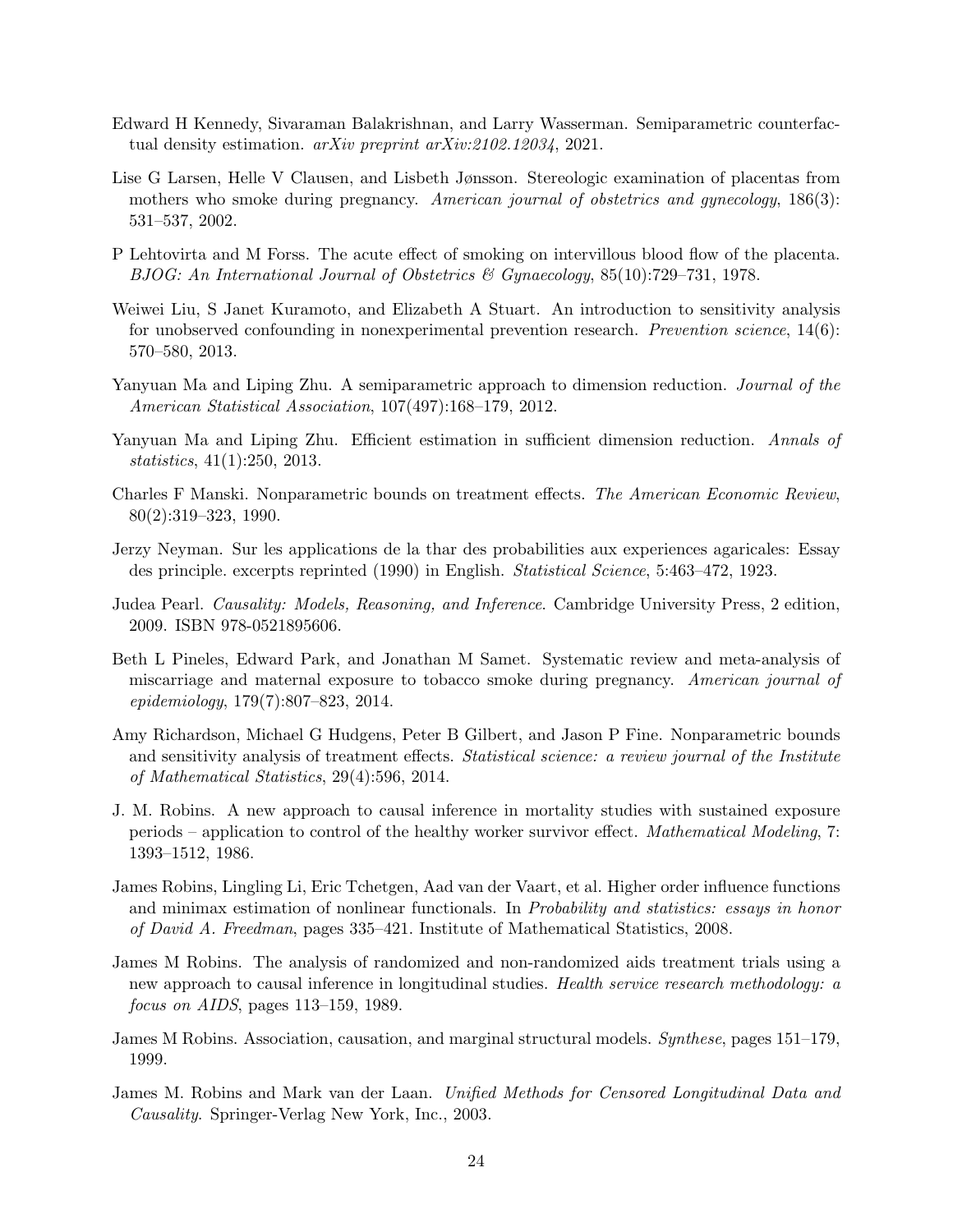Edward H Kennedy, Sivaraman Balakrishnan, and Larry Wasserman. Semiparametric counterfactual density estimation. *arXiv preprint arXiv:2102.12034*, 2021.

Lise G Larsen, Helle V Clausen, and Lisbeth Jønsson. Stereologic examination of placentas from mothers who smoke during pregnancy. *American journal of obstetrics and gynecology*, 186(3): 531–537, 2002.

P Lehtovirta and M Forss. The acute effect of smoking on intervillous blood flow of the placenta. *BJOG: An International Journal of Obstetrics & Gynaecology*, 85(10):729–731, 1978.

Weiwei Liu, S Janet Kuramoto, and Elizabeth A Stuart. An introduction to sensitivity analysis for unobserved confounding in nonexperimental prevention research. *Prevention science*, 14(6): 570–580, 2013.

Yanyuan Ma and Liping Zhu. A semiparametric approach to dimension reduction. *Journal of the American Statistical Association*, 107(497):168–179, 2012.

Yanyuan Ma and Liping Zhu. Efficient estimation in sufficient dimension reduction. *Annals of statistics*, 41(1):250, 2013.

Charles F Manski. Nonparametric bounds on treatment effects. *The American Economic Review*, 80(2):319–323, 1990.

Jerzy Neyman. Sur les applications de la thar des probabilities aux experiences agaricales: Essay des principle. excerpts reprinted (1990) in English. *Statistical Science*, 5:463–472, 1923.

Judea Pearl. *Causality: Models, Reasoning, and Inference*. Cambridge University Press, 2 edition, 2009. ISBN 978-0521895606.

Beth L Pineles, Edward Park, and Jonathan M Samet. Systematic review and meta-analysis of miscarriage and maternal exposure to tobacco smoke during pregnancy. *American journal of epidemiology*, 179(7):807–823, 2014.

Amy Richardson, Michael G Hudgens, Peter B Gilbert, and Jason P Fine. Nonparametric bounds and sensitivity analysis of treatment effects. *Statistical science: a review journal of the Institute of Mathematical Statistics*, 29(4):596, 2014.

J. M. Robins. A new approach to causal inference in mortality studies with sustained exposure periods – application to control of the healthy worker survivor effect. *Mathematical Modeling*, 7: 1393–1512, 1986.

James Robins, Lingling Li, Eric Tchetgen, Aad van der Vaart, et al. Higher order influence functions and minimax estimation of nonlinear functionals. In *Probability and statistics: essays in honor of David A. Freedman*, pages 335–421. Institute of Mathematical Statistics, 2008.

James M Robins. The analysis of randomized and non-randomized aids treatment trials using a new approach to causal inference in longitudinal studies. *Health service research methodology: a focus on AIDS*, pages 113–159, 1989.

James M Robins. Association, causation, and marginal structural models. *Synthese*, pages 151–179, 1999.

James M. Robins and Mark van der Laan. *Unified Methods for Censored Longitudinal Data and Causality*. Springer-Verlag New York, Inc., 2003.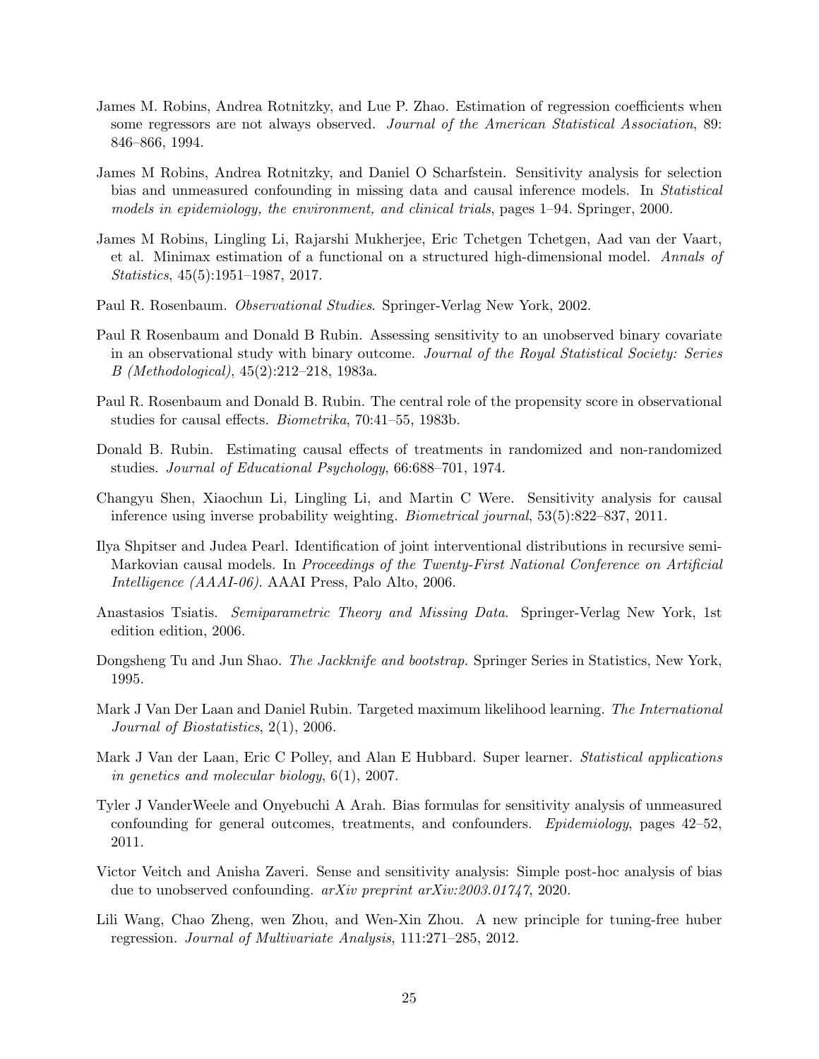James M. Robins, Andrea Rotnitzky, and Lue P. Zhao. Estimation of regression coefficients when some regressors are not always observed. *Journal of the American Statistical Association*, 89: 846–866, 1994.

James M Robins, Andrea Rotnitzky, and Daniel O Scharfstein. Sensitivity analysis for selection bias and unmeasured confounding in missing data and causal inference models. In *Statistical models in epidemiology, the environment, and clinical trials*, pages 1–94. Springer, 2000.

James M Robins, Lingling Li, Rajarshi Mukherjee, Eric Tchetgen Tchetgen, Aad van der Vaart, et al. Minimax estimation of a functional on a structured high-dimensional model. *Annals of Statistics*, 45(5):1951–1987, 2017.

Paul R. Rosenbaum. *Observational Studies*. Springer-Verlag New York, 2002.

Paul R Rosenbaum and Donald B Rubin. Assessing sensitivity to an unobserved binary covariate in an observational study with binary outcome. *Journal of the Royal Statistical Society: Series B (Methodological)*, 45(2):212–218, 1983a.

Paul R. Rosenbaum and Donald B. Rubin. The central role of the propensity score in observational studies for causal effects. *Biometrika*, 70:41–55, 1983b.

Donald B. Rubin. Estimating causal effects of treatments in randomized and non-randomized studies. *Journal of Educational Psychology*, 66:688–701, 1974.

Changyu Shen, Xiaochun Li, Lingling Li, and Martin C Were. Sensitivity analysis for causal inference using inverse probability weighting. *Biometrical journal*, 53(5):822–837, 2011.

Ilya Shpitser and Judea Pearl. Identification of joint interventional distributions in recursive semi-Markovian causal models. In *Proceedings of the Twenty-First National Conference on Artificial Intelligence (AAAI-06)*. AAAI Press, Palo Alto, 2006.

Anastasios Tsiatis. *Semiparametric Theory and Missing Data*. Springer-Verlag New York, 1st edition edition, 2006.

Dongsheng Tu and Jun Shao. *The Jackknife and bootstrap*. Springer Series in Statistics, New York, 1995.

Mark J Van Der Laan and Daniel Rubin. Targeted maximum likelihood learning. *The International Journal of Biostatistics*, 2(1), 2006.

Mark J Van der Laan, Eric C Polley, and Alan E Hubbard. Super learner. *Statistical applications in genetics and molecular biology*, 6(1), 2007.

Tyler J VanderWeele and Onyebuchi A Arah. Bias formulas for sensitivity analysis of unmeasured confounding for general outcomes, treatments, and confounders. *Epidemiology*, pages 42–52, 2011.

Victor Veitch and Anisha Zaveri. Sense and sensitivity analysis: Simple post-hoc analysis of bias due to unobserved confounding. *arXiv preprint arXiv:2003.01747*, 2020.

Lili Wang, Chao Zheng, wen Zhou, and Wen-Xin Zhou. A new principle for tuning-free huber regression. *Journal of Multivariate Analysis*, 111:271–285, 2012.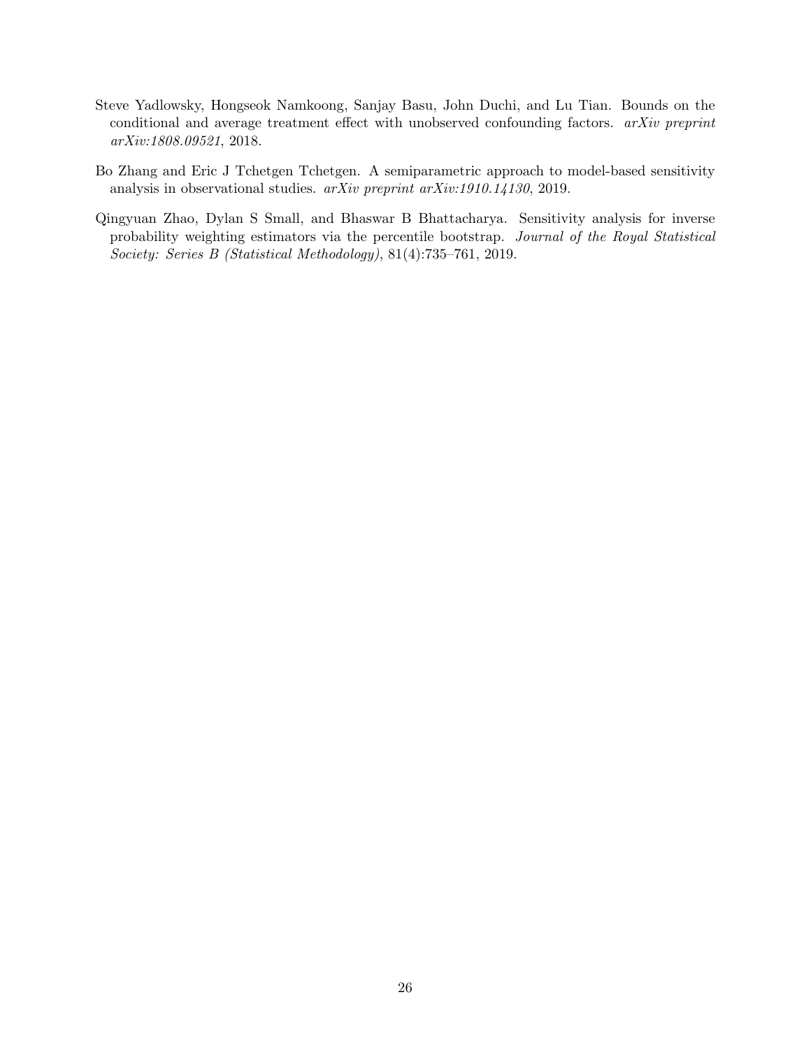Steve Yadlowsky, Hongseok Namkoong, Sanjay Basu, John Duchi, and Lu Tian. Bounds on the conditional and average treatment effect with unobserved confounding factors. *arXiv preprint arXiv:1808.09521*, 2018.

Bo Zhang and Eric J Tchetgen Tchetgen. A semiparametric approach to model-based sensitivity analysis in observational studies. *arXiv preprint arXiv:1910.14130*, 2019.

Qingyuan Zhao, Dylan S Small, and Bhaswar B Bhattacharya. Sensitivity analysis for inverse probability weighting estimators via the percentile bootstrap. *Journal of the Royal Statistical Society: Series B (Statistical Methodology)*, 81(4):735–761, 2019.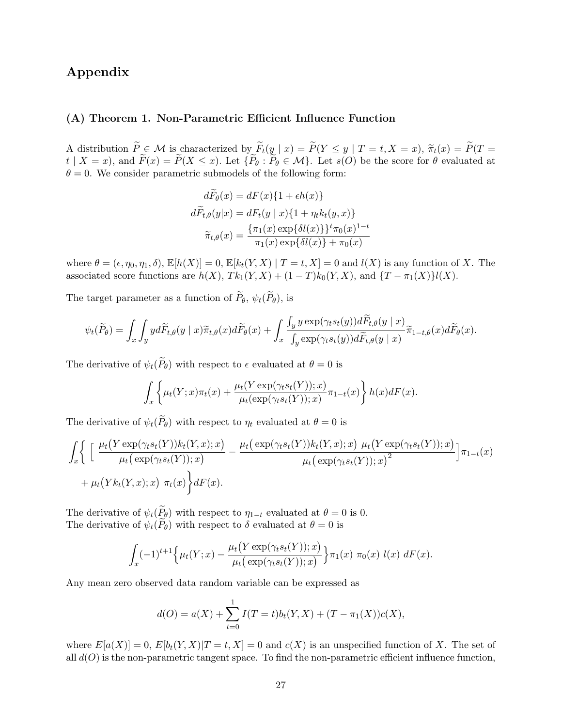# Appendix

### (A) Theorem 1. Non-Parametric Efficient Influence Function

A distribution $\widetilde{P} \in \mathcal{M}$ is characterized by $\widetilde{F}_t(y \mid x) = \widetilde{P}(Y \leq y \mid T = t, X = x)$, $\widetilde{\pi}_t(x) = \widetilde{P}(T = t \mid X = x)$, and $\widetilde{F}(x) = \widetilde{P}(X \leq x)$. Let $\{\widetilde{P}_\theta : \widetilde{P}_\theta \in \mathcal{M}\}$. Let $s(O)$ be the score for $\theta$ evaluated at $\theta = 0$. We consider parametric submodels of the following form:

$$
\begin{aligned}
d\widetilde{F}_\theta(x) &= dF(x)\{1 + \epsilon h(x)\} \\
d\widetilde{F}_{t,\theta}(y|x) &= dF_t(y \mid x)\{1 + \eta_t k_t(y, x)\} \\
\widetilde{\pi}_{t,\theta}(x) &= \frac{\{\pi_1(x)\exp\{\delta l(x)\}\}^t \pi_0(x)^{1-t}}{\pi_1(x)\exp\{\delta l(x)\} + \pi_0(x)}
\end{aligned}
$$

where $\theta = (\epsilon, \eta_0, \eta_1, \delta)$, $\mathbb{E}[h(X)] = 0$, $\mathbb{E}[k_t(Y, X) \mid T = t, X] = 0$ and $l(X)$ is any function of $X$. The associated score functions are $h(X)$, $Tk_1(Y, X) + (1 - T)k_0(Y, X)$, and $\{T - \pi_1(X)\}l(X)$.

The target parameter as a function of $\widetilde{P}_\theta$, $\psi_t(\widetilde{P}_\theta)$, is

$$
\psi_t(\widetilde{P}_\theta) = \int_x \int_y y d\widetilde{F}_{t,\theta}(y \mid x)\widetilde{\pi}_{t,\theta}(x)d\widetilde{F}_\theta(x) + \int_x \frac{\int_y y\exp(\gamma_t s_t(y))d\widetilde{F}_{t,\theta}(y \mid x)}{\int_y \exp(\gamma_t s_t(y))d\widetilde{F}_{t,\theta}(y \mid x)}\widetilde{\pi}_{1-t,\theta}(x)d\widetilde{F}_\theta(x).
$$

The derivative of $\psi_t(\widetilde{P}_\theta)$ with respect to $\epsilon$ evaluated at $\theta = 0$ is

$$
\int_x \left\{\mu_t(Y; x)\pi_t(x) + \frac{\mu_t(Y\exp(\gamma_t s_t(Y)); x)}{\mu_t(\exp(\gamma_t s_t(Y)); x)}\pi_{1-t}(x)\right\} h(x)dF(x).
$$

The derivative of $\psi_t(\widetilde{P}_\theta)$ with respect to $\eta_t$ evaluated at $\theta = 0$ is

$$
\begin{aligned}
\int_x \Bigg\{ \Big[ &\frac{\mu_t\big(Y\exp(\gamma_t s_t(Y))k_t(Y, x); x\big)}{\mu_t\big(\exp(\gamma_t s_t(Y)); x\big)} - \frac{\mu_t\big(\exp(\gamma_t s_t(Y))k_t(Y, x); x\big)\ \mu_t\big(Y\exp(\gamma_t s_t(Y)); x\big)}{\mu_t\big(\exp(\gamma_t s_t(Y)); x\big)^2}\Big]\pi_{1-t}(x) \\
&+ \mu_t\big(Yk_t(Y, x); x\big)\ \pi_t(x)\Bigg\}dF(x).
\end{aligned}
$$

The derivative of $\psi_t(\widetilde{P}_\theta)$ with respect to $\eta_{1-t}$ evaluated at $\theta = 0$ is 0.
The derivative of $\psi_t(\widetilde{P}_\theta)$ with respect to $\delta$ evaluated at $\theta = 0$ is

$$
\int_x (-1)^{t+1}\Big\{\mu_t(Y; x) - \frac{\mu_t\big(Y\exp(\gamma_t s_t(Y)); x\big)}{\mu_t\big(\exp(\gamma_t s_t(Y)); x\big)}\Big\}\pi_1(x)\ \pi_0(x)\ l(x)\ dF(x).
$$

Any mean zero observed data random variable can be expressed as

$$
d(O) = a(X) + \sum_{t=0}^{1} I(T = t)b_t(Y, X) + (T - \pi_1(X))c(X),
$$

where $E[a(X)] = 0$, $E[b_t(Y, X)|T = t, X] = 0$ and $c(X)$ is an unspecified function of $X$. The set of all $d(O)$ is the non-parametric tangent space. To find the non-parametric efficient influence function,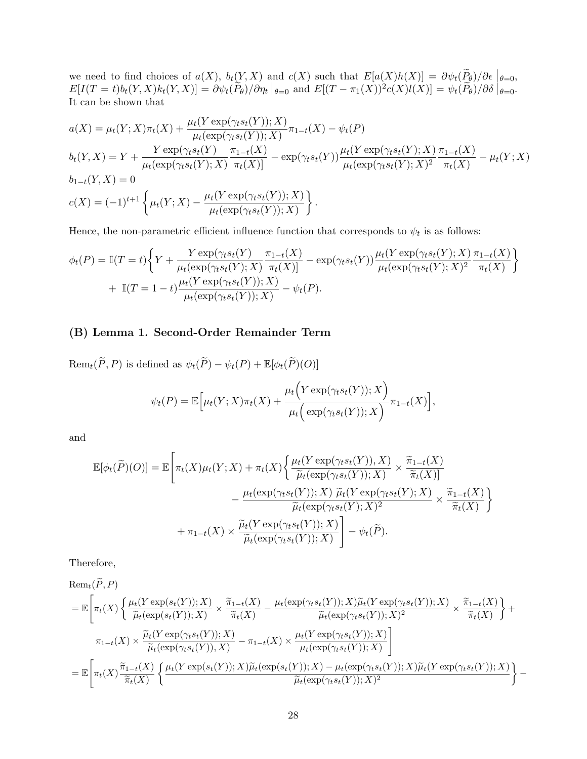we need to find choices of $a(X)$, $b_t(Y, X)$ and $c(X)$ such that $E[a(X)h(X)] = \partial\psi_t(\widetilde{P}_\theta)/\partial\epsilon\,\big|_{\theta=0}$, $E[I(T = t)b_t(Y, X)k_t(Y, X)] = \partial\psi_t(\widetilde{P}_\theta)/\partial\eta_t\,\big|_{\theta=0}$ and $E[(T - \pi_1(X))^2 c(X)l(X)] = \psi_t(\widetilde{P}_\theta)/\partial\delta\,\big|_{\theta=0}$. It can be shown that

$$
\begin{aligned}
a(X) &= \mu_t(Y; X)\pi_t(X) + \frac{\mu_t(Y \exp(\gamma_t s_t(Y)); X)}{\mu_t(\exp(\gamma_t s_t(Y)); X)}\pi_{1-t}(X) - \psi_t(P) \\
b_t(Y, X) &= Y + \frac{Y \exp(\gamma_t s_t(Y)}{\mu_t(\exp(\gamma_t s_t(Y); X)}\frac{\pi_{1-t}(X)}{\pi_t(X)]} - \exp(\gamma_t s_t(Y))\frac{\mu_t(Y \exp(\gamma_t s_t(Y); X)}{\mu_t(\exp(\gamma_t s_t(Y); X)^2}\frac{\pi_{1-t}(X)}{\pi_t(X)} - \mu_t(Y; X) \\
b_{1-t}(Y, X) &= 0 \\
c(X) &= (-1)^{t+1}\left\{\mu_t(Y; X) - \frac{\mu_t(Y \exp(\gamma_t s_t(Y)); X)}{\mu_t(\exp(\gamma_t s_t(Y)); X)}\right\}.
\end{aligned}
$$

Hence, the non-parametric efficient influence function that corresponds to $\psi_t$ is as follows:

$$
\begin{aligned}
\phi_t(P) = \mathbb{I}(T = t)&\left\{Y + \frac{Y \exp(\gamma_t s_t(Y)}{\mu_t(\exp(\gamma_t s_t(Y); X)}\frac{\pi_{1-t}(X)}{\pi_t(X)]} - \exp(\gamma_t s_t(Y))\frac{\mu_t(Y \exp(\gamma_t s_t(Y); X)}{\mu_t(\exp(\gamma_t s_t(Y); X)^2}\frac{\pi_{1-t}(X)}{\pi_t(X)}\right\} \\
&+ \ \mathbb{I}(T = 1 - t)\frac{\mu_t(Y \exp(\gamma_t s_t(Y)); X)}{\mu_t(\exp(\gamma_t s_t(Y)); X)} - \psi_t(P).
\end{aligned}
$$

## (B) Lemma 1. Second-Order Remainder Term

$\text{Rem}_t(\widetilde{P}, P)$ is defined as $\psi_t(\widetilde{P}) - \psi_t(P) + \mathbb{E}[\phi_t(\widetilde{P})(O)]$

$$
\psi_t(P) = \mathbb{E}\Big[\mu_t(Y; X)\pi_t(X) + \frac{\mu_t\Big(Y \exp(\gamma_t s_t(Y)); X\Big)}{\mu_t\Big(\exp(\gamma_t s_t(Y)); X\Big)}\pi_{1-t}(X)\Big],
$$

and

$$
\begin{aligned}
\mathbb{E}[\phi_t(\widetilde{P})(O)] = \mathbb{E}\Bigg[&\pi_t(X)\mu_t(Y; X) + \pi_t(X)\Bigg\{\frac{\mu_t(Y \exp(\gamma_t s_t(Y)), X)}{\widetilde{\mu}_t(\exp(\gamma_t s_t(Y)); X)} \times \frac{\widetilde{\pi}_{1-t}(X)}{\widetilde{\pi}_t(X)]} \\
&\qquad - \frac{\mu_t(\exp(\gamma_t s_t(Y)); X)\ \widetilde{\mu}_t(Y \exp(\gamma_t s_t(Y); X)}{\widetilde{\mu}_t(\exp(\gamma_t s_t(Y); X)^2} \times \frac{\widetilde{\pi}_{1-t}(X)}{\widetilde{\pi}_t(X)}\Bigg\} \\
&+ \pi_{1-t}(X) \times \frac{\widetilde{\mu}_t(Y \exp(\gamma_t s_t(Y)); X)}{\widetilde{\mu}_t(\exp(\gamma_t s_t(Y)); X)}\Bigg] - \psi_t(\widetilde{P}).
\end{aligned}
$$

Therefore,

$$
\begin{aligned}
&\text{Rem}_t(\widetilde{P}, P) \\
&= \mathbb{E}\Bigg[\pi_t(X)\left\{\frac{\mu_t(Y \exp(s_t(Y)); X)}{\widetilde{\mu}_t(\exp(s_t(Y)); X)} \times \frac{\widetilde{\pi}_{1-t}(X)}{\widetilde{\pi}_t(X)} - \frac{\mu_t(\exp(\gamma_t s_t(Y)); X)\widetilde{\mu}_t(Y \exp(\gamma_t s_t(Y)); X)}{\widetilde{\mu}_t(\exp(\gamma_t s_t(Y)); X)^2} \times \frac{\widetilde{\pi}_{1-t}(X)}{\widetilde{\pi}_t(X)}\right\} + \\
&\qquad \pi_{1-t}(X) \times \frac{\widetilde{\mu}_t(Y \exp(\gamma_t s_t(Y)); X)}{\widetilde{\mu}_t(\exp(\gamma_t s_t(Y)), X)} - \pi_{1-t}(X) \times \frac{\mu_t(Y \exp(\gamma_t s_t(Y)); X)}{\mu_t(\exp(\gamma_t s_t(Y)); X)}\Bigg] \\
&= \mathbb{E}\Bigg[\pi_t(X)\frac{\widetilde{\pi}_{1-t}(X)}{\widetilde{\pi}_t(X)}\left\{\frac{\mu_t(Y \exp(s_t(Y)); X)\widetilde{\mu}_t(\exp(s_t(Y)); X) - \mu_t(\exp(\gamma_t s_t(Y)); X)\widetilde{\mu}_t(Y \exp(\gamma_t s_t(Y)); X)}{\widetilde{\mu}_t(\exp(\gamma_t s_t(Y)); X)^2}\right\} -
\end{aligned}
$$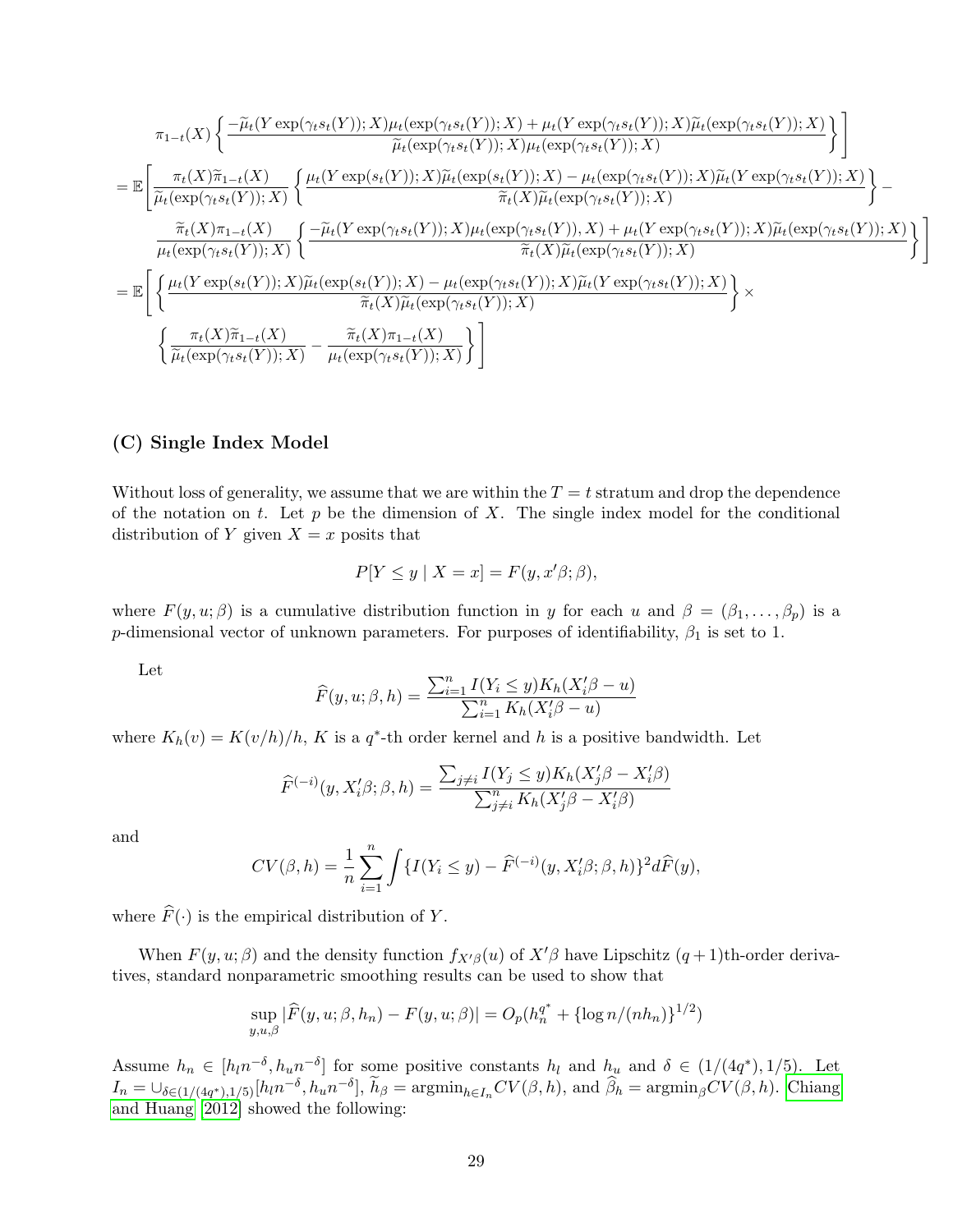$$
\pi_{1-t}(X)\left\{\frac{-\widetilde{\mu}_t(Y\exp(\gamma_t s_t(Y));X)\mu_t(\exp(\gamma_t s_t(Y));X)+\mu_t(Y\exp(\gamma_t s_t(Y));X)\widetilde{\mu}_t(\exp(\gamma_t s_t(Y));X)}{\widetilde{\mu}_t(\exp(\gamma_t s_t(Y));X)\mu_t(\exp(\gamma_t s_t(Y));X)}\right\}\Bigg]
$$

$$
=\mathbb{E}\Bigg[\frac{\pi_t(X)\widetilde{\pi}_{1-t}(X)}{\widetilde{\mu}_t(\exp(\gamma_t s_t(Y));X)}\left\{\frac{\mu_t(Y\exp(s_t(Y));X)\widetilde{\mu}_t(\exp(s_t(Y));X)-\mu_t(\exp(\gamma_t s_t(Y));X)\widetilde{\mu}_t(Y\exp(\gamma_t s_t(Y));X)}{\widetilde{\pi}_t(X)\widetilde{\mu}_t(\exp(\gamma_t s_t(Y));X)}\right\}-
$$

$$
\frac{\widetilde{\pi}_t(X)\pi_{1-t}(X)}{\mu_t(\exp(\gamma_t s_t(Y));X)}\left\{\frac{-\widetilde{\mu}_t(Y\exp(\gamma_t s_t(Y));X)\mu_t(\exp(\gamma_t s_t(Y)),X)+\mu_t(Y\exp(\gamma_t s_t(Y));X)\widetilde{\mu}_t(\exp(\gamma_t s_t(Y));X)}{\widetilde{\pi}_t(X)\widetilde{\mu}_t(\exp(\gamma_t s_t(Y));X)}\right\}\Bigg]
$$

$$
=\mathbb{E}\Bigg[\left\{\frac{\mu_t(Y\exp(s_t(Y));X)\widetilde{\mu}_t(\exp(s_t(Y));X)-\mu_t(\exp(\gamma_t s_t(Y));X)\widetilde{\mu}_t(Y\exp(\gamma_t s_t(Y));X)}{\widetilde{\pi}_t(X)\widetilde{\mu}_t(\exp(\gamma_t s_t(Y));X)}\right\}\times
$$

$$
\left\{\frac{\pi_t(X)\widetilde{\pi}_{1-t}(X)}{\widetilde{\mu}_t(\exp(\gamma_t s_t(Y));X)}-\frac{\widetilde{\pi}_t(X)\pi_{1-t}(X)}{\mu_t(\exp(\gamma_t s_t(Y));X)}\right\}\Bigg]
$$

### (C) Single Index Model

Without loss of generality, we assume that we are within the $T = t$ stratum and drop the dependence of the notation on $t$. Let $p$ be the dimension of $X$. The single index model for the conditional distribution of $Y$ given $X = x$ posits that

$$
P[Y \le y \mid X = x] = F(y, x'\beta; \beta),
$$

where $F(y, u; \beta)$ is a cumulative distribution function in $y$ for each $u$ and $\beta = (\beta_1, \ldots, \beta_p)$ is a $p$-dimensional vector of unknown parameters. For purposes of identifiability, $\beta_1$ is set to 1.

Let

$$
\widehat{F}(y, u; \beta, h) = \frac{\sum_{i=1}^n I(Y_i \le y) K_h(X_i'\beta - u)}{\sum_{i=1}^n K_h(X_i'\beta - u)}
$$

where $K_h(v) = K(v/h)/h$, $K$ is a $q^*$-th order kernel and $h$ is a positive bandwidth. Let

$$
\widehat{F}^{(-i)}(y, X_i'\beta; \beta, h) = \frac{\sum_{j\neq i} I(Y_j \le y) K_h(X_j'\beta - X_i'\beta)}{\sum_{j\neq i}^n K_h(X_j'\beta - X_i'\beta)}
$$

and

$$
CV(\beta, h) = \frac{1}{n}\sum_{i=1}^n \int \{I(Y_i \le y) - \widehat{F}^{(-i)}(y, X_i'\beta; \beta, h)\}^2 d\widehat{F}(y),
$$

where $\widehat{F}(\cdot)$ is the empirical distribution of $Y$.

When $F(y, u; \beta)$ and the density function $f_{X'\beta}(u)$ of $X'\beta$ have Lipschitz $(q+1)$th-order derivatives, standard nonparametric smoothing results can be used to show that

$$
\sup_{y,u,\beta} |\widehat{F}(y, u; \beta, h_n) - F(y, u; \beta)| = O_p(h_n^{q^*} + \{\log n/(nh_n)\}^{1/2})
$$

Assume $h_n \in [h_l n^{-\delta}, h_u n^{-\delta}]$ for some positive constants $h_l$ and $h_u$ and $\delta \in (1/(4q^*), 1/5)$. Let $I_n = \cup_{\delta \in (1/(4q^*),1/5)}[h_l n^{-\delta}, h_u n^{-\delta}]$, $\widetilde{h}_\beta = \text{argmin}_{h\in I_n} CV(\beta, h)$, and $\widehat{\beta}_h = \text{argmin}_\beta CV(\beta, h)$. Chiang and Huang [2012] showed the following: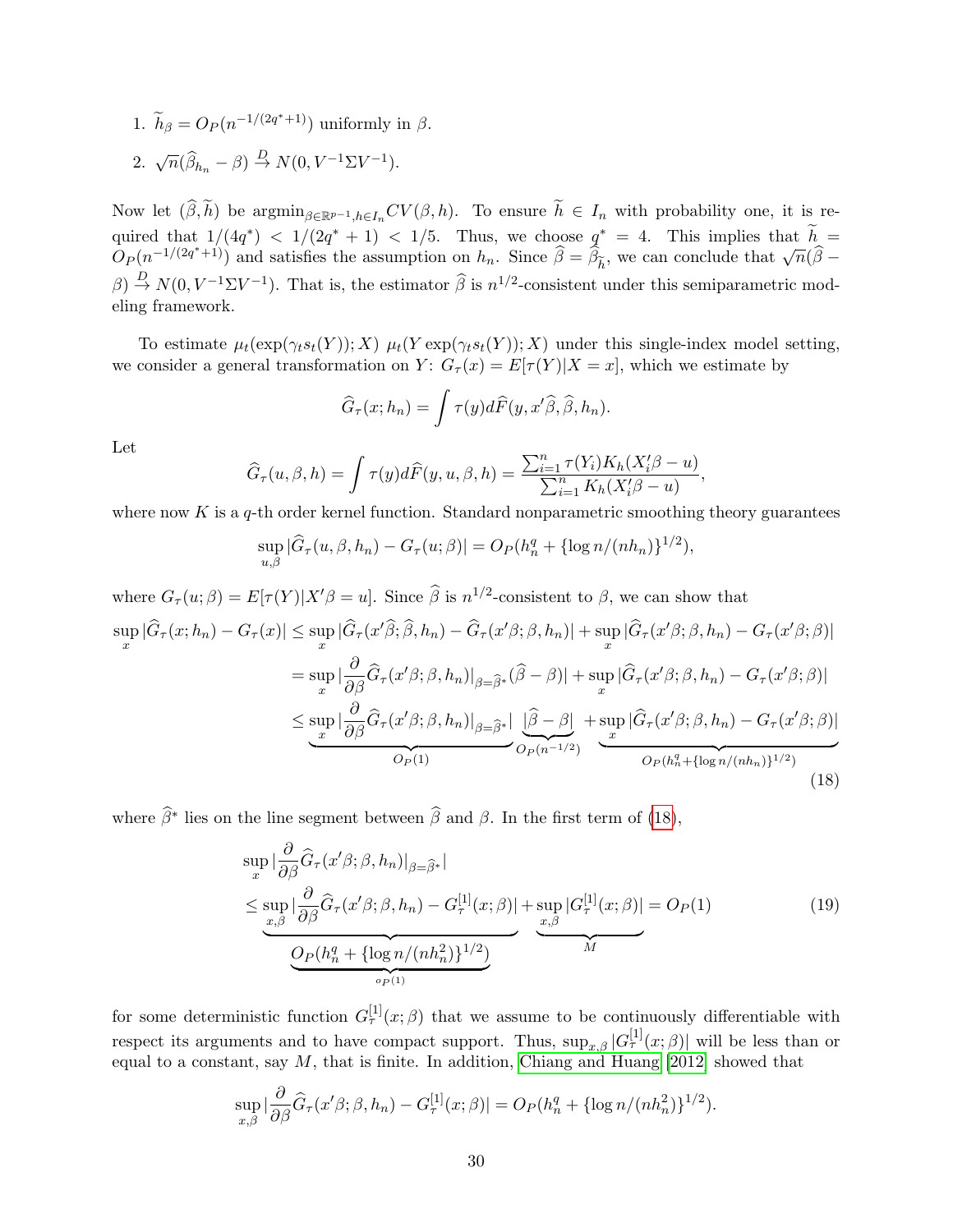1. $\widetilde{h}_\beta = O_P(n^{-1/(2q^*+1)})$ uniformly in $\beta$.
2. $\sqrt{n}(\widehat{\beta}_{h_n} - \beta) \xrightarrow{D} N(0, V^{-1}\Sigma V^{-1})$.

Now let $(\widehat{\beta}, \widetilde{h})$ be $\text{argmin}_{\beta\in\mathbb{R}^{p-1}, h\in I_n} CV(\beta, h)$. To ensure $\widetilde{h} \in I_n$ with probability one, it is required that $1/(4q^*) < 1/(2q^*+1) < 1/5$. Thus, we choose $q^* = 4$. This implies that $\widetilde{h} = O_P(n^{-1/(2q^*+1)})$ and satisfies the assumption on $h_n$. Since $\widehat{\beta} = \widehat{\beta}_{\widetilde{h}}$, we can conclude that $\sqrt{n}(\widehat{\beta} - \beta) \xrightarrow{D} N(0, V^{-1}\Sigma V^{-1})$. That is, the estimator $\widehat{\beta}$ is $n^{1/2}$-consistent under this semiparametric modeling framework.

To estimate $\mu_t(\exp(\gamma_t s_t(Y)); X)$ $\mu_t(Y \exp(\gamma_t s_t(Y)); X)$ under this single-index model setting, we consider a general transformation on $Y$: $G_\tau(x) = E[\tau(Y)|X = x]$, which we estimate by

$$\widehat{G}_\tau(x; h_n) = \int \tau(y) d\widehat{F}(y, x'\widehat{\beta}, \widehat{\beta}, h_n).$$

Let

$$\widehat{G}_\tau(u, \beta, h) = \int \tau(y) d\widehat{F}(y, u, \beta, h) = \frac{\sum_{i=1}^n \tau(Y_i) K_h(X_i'\beta - u)}{\sum_{i=1}^n K_h(X_i'\beta - u)},$$

where now $K$ is a $q$-th order kernel function. Standard nonparametric smoothing theory guarantees

$$\sup_{u,\beta} |\widehat{G}_\tau(u, \beta, h_n) - G_\tau(u; \beta)| = O_P(h_n^q + \{\log n/(nh_n)\}^{1/2}),$$

where $G_\tau(u; \beta) = E[\tau(Y)|X'\beta = u]$. Since $\widehat{\beta}$ is $n^{1/2}$-consistent to $\beta$, we can show that

$$\begin{aligned}
\sup_x |\widehat{G}_\tau(x; h_n) - G_\tau(x)| &\le \sup_x |\widehat{G}_\tau(x'\widehat{\beta}; \widehat{\beta}, h_n) - \widehat{G}_\tau(x'\beta; \beta, h_n)| + \sup_x |\widehat{G}_\tau(x'\beta; \beta, h_n) - G_\tau(x'\beta; \beta)| \\
&= \sup_x |\frac{\partial}{\partial \beta} \widehat{G}_\tau(x'\beta; \beta, h_n)|_{\beta = \widehat{\beta}^*} (\widehat{\beta} - \beta)| + \sup_x |\widehat{G}_\tau(x'\beta; \beta, h_n) - G_\tau(x'\beta; \beta)| \\
&\le \underbrace{\sup_x |\frac{\partial}{\partial \beta} \widehat{G}_\tau(x'\beta; \beta, h_n)|_{\beta = \widehat{\beta}^*}|}_{O_P(1)} \underbrace{|\widehat{\beta} - \beta|}_{O_P(n^{-1/2})} + \underbrace{\sup_x |\widehat{G}_\tau(x'\beta; \beta, h_n) - G_\tau(x'\beta; \beta)|}_{O_P(h_n^q + \{\log n/(nh_n)\}^{1/2})}
\end{aligned} \tag{18}$$

where $\widehat{\beta}^*$ lies on the line segment between $\widehat{\beta}$ and $\beta$. In the first term of (18),

$$\begin{aligned}
&\sup_x |\frac{\partial}{\partial \beta} \widehat{G}_\tau(x'\beta; \beta, h_n)|_{\beta = \widehat{\beta}^*}| \\
&\le \underbrace{\sup_{x,\beta} |\frac{\partial}{\partial \beta} \widehat{G}_\tau(x'\beta; \beta, h_n) - G_\tau^{[1]}(x; \beta)|}_{\underbrace{O_P(h_n^q + \{\log n/(nh_n^2)\}^{1/2})}_{o_P(1)}} + \underbrace{\sup_{x,\beta} |G_\tau^{[1]}(x; \beta)|}_{M} = O_P(1)
\end{aligned} \tag{19}$$

for some deterministic function $G_\tau^{[1]}(x; \beta)$ that we assume to be continuously differentiable with respect its arguments and to have compact support. Thus, $\sup_{x,\beta} |G_\tau^{[1]}(x; \beta)|$ will be less than or equal to a constant, say $M$, that is finite. In addition, Chiang and Huang [2012] showed that

$$\sup_{x,\beta} |\frac{\partial}{\partial \beta} \widehat{G}_\tau(x'\beta; \beta, h_n) - G_\tau^{[1]}(x; \beta)| = O_P(h_n^q + \{\log n/(nh_n^2)\}^{1/2}).$$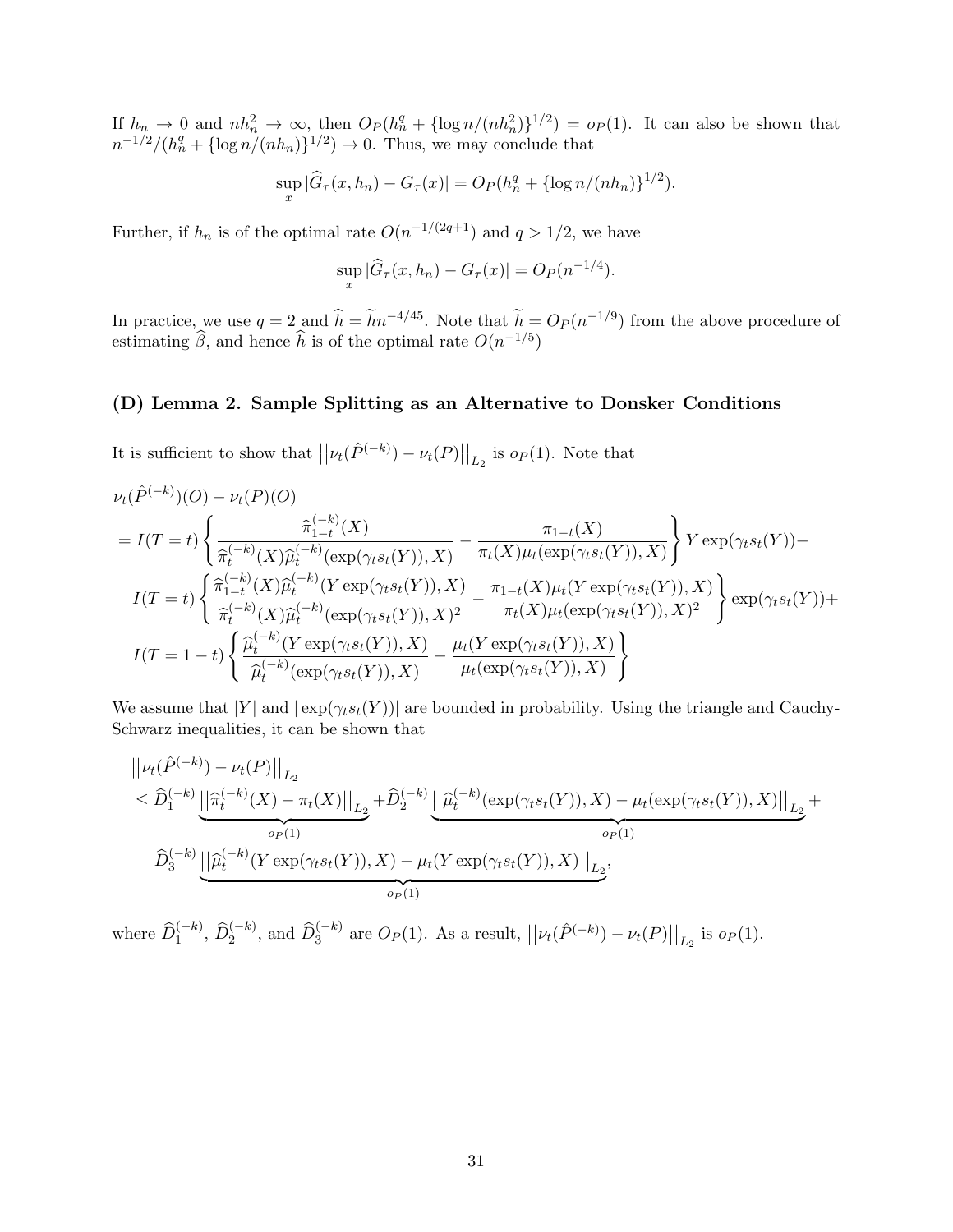If $h_n \to 0$ and $nh_n^2 \to \infty$, then $O_P(h_n^q + \{\log n/(nh_n^2)\}^{1/2}) = o_P(1)$. It can also be shown that $n^{-1/2}/(h_n^q + \{\log n/(nh_n)\}^{1/2}) \to 0$. Thus, we may conclude that

$$\sup_x |\widehat{G}_\tau(x, h_n) - G_\tau(x)| = O_P(h_n^q + \{\log n/(nh_n)\}^{1/2}).$$

Further, if $h_n$ is of the optimal rate $O(n^{-1/(2q+1)})$ and $q > 1/2$, we have

$$\sup_x |\widehat{G}_\tau(x, h_n) - G_\tau(x)| = O_P(n^{-1/4}).$$

In practice, we use $q = 2$ and $\widehat{h} = \widetilde{h}n^{-4/45}$. Note that $\widetilde{h} = O_P(n^{-1/9})$ from the above procedure of estimating $\widehat{\beta}$, and hence $\widehat{h}$ is of the optimal rate $O(n^{-1/5})$

## (D) Lemma 2. Sample Splitting as an Alternative to Donsker Conditions

It is sufficient to show that $\left|\left|\nu_t(\hat{P}^{(-k)}) - \nu_t(P)\right|\right|_{L_2}$ is $o_P(1)$. Note that

$$
\begin{aligned}
&\nu_t(\hat{P}^{(-k)})(O) - \nu_t(P)(O) \\
&= I(T=t)\left\{\frac{\widehat{\pi}_{1-t}^{(-k)}(X)}{\widehat{\pi}_t^{(-k)}(X)\widehat{\mu}_t^{(-k)}(\exp(\gamma_t s_t(Y)), X)} - \frac{\pi_{1-t}(X)}{\pi_t(X)\mu_t(\exp(\gamma_t s_t(Y)), X)}\right\} Y\exp(\gamma_t s_t(Y)) - \\
&I(T=t)\left\{\frac{\widehat{\pi}_{1-t}^{(-k)}(X)\widehat{\mu}_t^{(-k)}(Y\exp(\gamma_t s_t(Y)), X)}{\widehat{\pi}_t^{(-k)}(X)\widehat{\mu}_t^{(-k)}(\exp(\gamma_t s_t(Y)), X)^2} - \frac{\pi_{1-t}(X)\mu_t(Y\exp(\gamma_t s_t(Y)), X)}{\pi_t(X)\mu_t(\exp(\gamma_t s_t(Y)), X)^2}\right\}\exp(\gamma_t s_t(Y)) + \\
&I(T=1-t)\left\{\frac{\widehat{\mu}_t^{(-k)}(Y\exp(\gamma_t s_t(Y)), X)}{\widehat{\mu}_t^{(-k)}(\exp(\gamma_t s_t(Y)), X)} - \frac{\mu_t(Y\exp(\gamma_t s_t(Y)), X)}{\mu_t(\exp(\gamma_t s_t(Y)), X)}\right\}
\end{aligned}
$$

We assume that $|Y|$ and $|\exp(\gamma_t s_t(Y))|$ are bounded in probability. Using the triangle and Cauchy-Schwarz inequalities, it can be shown that

$$
\begin{aligned}
&\left|\left|\nu_t(\hat{P}^{(-k)}) - \nu_t(P)\right|\right|_{L_2} \\
&\leq \widehat{D}_1^{(-k)} \underbrace{\left|\left|\widehat{\pi}_t^{(-k)}(X) - \pi_t(X)\right|\right|_{L_2}}_{o_P(1)} + \widehat{D}_2^{(-k)} \underbrace{\left|\left|\widehat{\mu}_t^{(-k)}(\exp(\gamma_t s_t(Y)), X) - \mu_t(\exp(\gamma_t s_t(Y)), X)\right|\right|_{L_2}}_{o_P(1)} + \\
&\widehat{D}_3^{(-k)} \underbrace{\left|\left|\widehat{\mu}_t^{(-k)}(Y\exp(\gamma_t s_t(Y)), X) - \mu_t(Y\exp(\gamma_t s_t(Y)), X)\right|\right|_{L_2}}_{o_P(1)},
\end{aligned}
$$

where $\widehat{D}_1^{(-k)}$, $\widehat{D}_2^{(-k)}$, and $\widehat{D}_3^{(-k)}$ are $O_P(1)$. As a result, $\left|\left|\nu_t(\hat{P}^{(-k)}) - \nu_t(P)\right|\right|_{L_2}$ is $o_P(1)$.